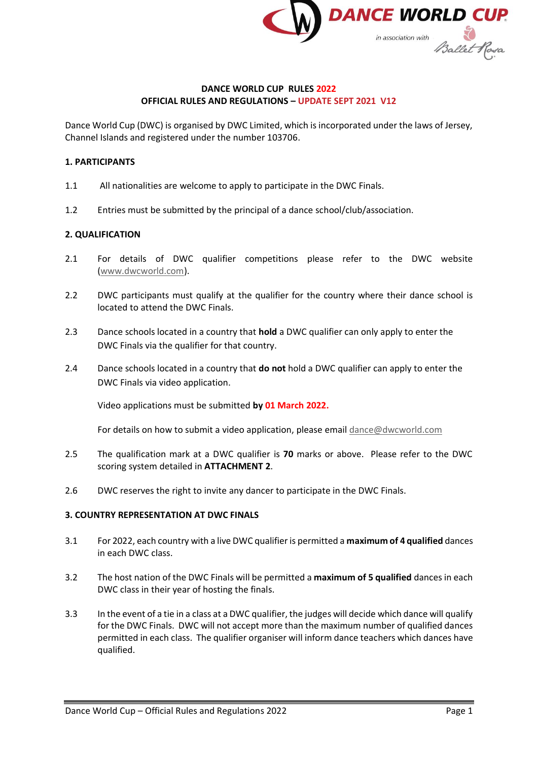# DANCE WORLD CUP RULES 2022
## OFFICIAL RULES AND REGULATIONS – UPDATE SEPT 2021 V12

Dance World Cup (DWC) is organised by DWC Limited, which is incorporated under the laws of Jersey, Channel Islands and registered under the number 103706.

### 1. PARTICIPANTS

1.1 All nationalities are welcome to apply to participate in the DWC Finals.

1.2 Entries must be submitted by the principal of a dance school/club/association.

### 2. QUALIFICATION

2.1 For details of DWC qualifier competitions please refer to the DWC website (www.dwcworld.com).

2.2 DWC participants must qualify at the qualifier for the country where their dance school is located to attend the DWC Finals.

2.3 Dance schools located in a country that **hold** a DWC qualifier can only apply to enter the DWC Finals via the qualifier for that country.

2.4 Dance schools located in a country that **do not** hold a DWC qualifier can apply to enter the DWC Finals via video application.

Video applications must be submitted **by 01 March 2022.**

For details on how to submit a video application, please email dance@dwcworld.com

2.5 The qualification mark at a DWC qualifier is **70** marks or above. Please refer to the DWC scoring system detailed in **ATTACHMENT 2**.

2.6 DWC reserves the right to invite any dancer to participate in the DWC Finals.

### 3. COUNTRY REPRESENTATION AT DWC FINALS

3.1 For 2022, each country with a live DWC qualifier is permitted a **maximum of 4 qualified** dances in each DWC class.

3.2 The host nation of the DWC Finals will be permitted a **maximum of 5 qualified** dances in each DWC class in their year of hosting the finals.

3.3 In the event of a tie in a class at a DWC qualifier, the judges will decide which dance will qualify for the DWC Finals. DWC will not accept more than the maximum number of qualified dances permitted in each class. The qualifier organiser will inform dance teachers which dances have qualified.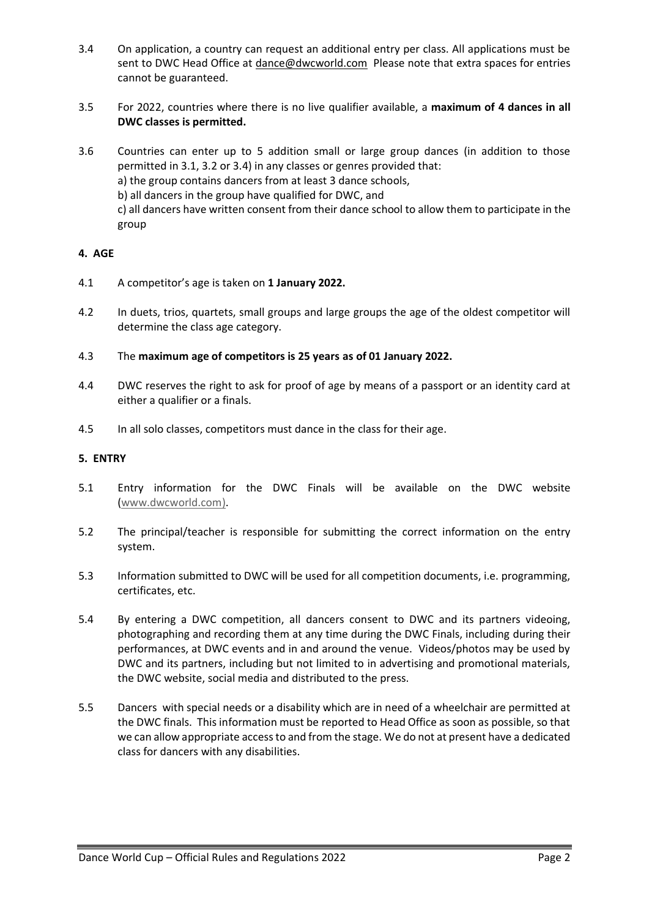3.4 On application, a country can request an additional entry per class. All applications must be sent to DWC Head Office at dance@dwcworld.com Please note that extra spaces for entries cannot be guaranteed.

3.5 For 2022, countries where there is no live qualifier available, a **maximum of 4 dances in all DWC classes is permitted.**

3.6 Countries can enter up to 5 addition small or large group dances (in addition to those permitted in 3.1, 3.2 or 3.4) in any classes or genres provided that:
a) the group contains dancers from at least 3 dance schools,
b) all dancers in the group have qualified for DWC, and
c) all dancers have written consent from their dance school to allow them to participate in the group

## 4. AGE

4.1 A competitor's age is taken on **1 January 2022.**

4.2 In duets, trios, quartets, small groups and large groups the age of the oldest competitor will determine the class age category.

4.3 The **maximum age of competitors is 25 years as of 01 January 2022.**

4.4 DWC reserves the right to ask for proof of age by means of a passport or an identity card at either a qualifier or a finals.

4.5 In all solo classes, competitors must dance in the class for their age.

## 5. ENTRY

5.1 Entry information for the DWC Finals will be available on the DWC website (www.dwcworld.com).

5.2 The principal/teacher is responsible for submitting the correct information on the entry system.

5.3 Information submitted to DWC will be used for all competition documents, i.e. programming, certificates, etc.

5.4 By entering a DWC competition, all dancers consent to DWC and its partners videoing, photographing and recording them at any time during the DWC Finals, including during their performances, at DWC events and in and around the venue. Videos/photos may be used by DWC and its partners, including but not limited to in advertising and promotional materials, the DWC website, social media and distributed to the press.

5.5 Dancers with special needs or a disability which are in need of a wheelchair are permitted at the DWC finals. This information must be reported to Head Office as soon as possible, so that we can allow appropriate access to and from the stage. We do not at present have a dedicated class for dancers with any disabilities.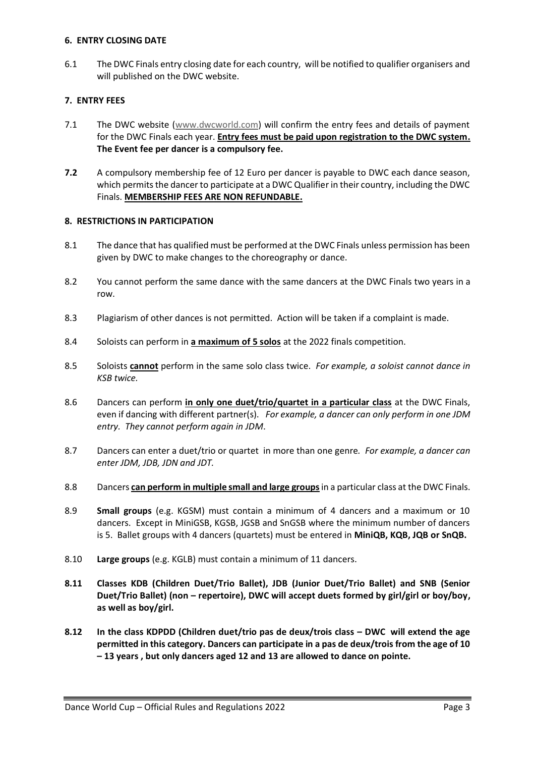### 6. ENTRY CLOSING DATE

6.1 The DWC Finals entry closing date for each country, will be notified to qualifier organisers and will published on the DWC website.

### 7. ENTRY FEES

7.1 The DWC website (www.dwcworld.com) will confirm the entry fees and details of payment for the DWC Finals each year. **Entry fees must be paid upon registration to the DWC system. The Event fee per dancer is a compulsory fee.**

**7.2** A compulsory membership fee of 12 Euro per dancer is payable to DWC each dance season, which permits the dancer to participate at a DWC Qualifier in their country, including the DWC Finals. **MEMBERSHIP FEES ARE NON REFUNDABLE.**

### 8. RESTRICTIONS IN PARTICIPATION

8.1 The dance that has qualified must be performed at the DWC Finals unless permission has been given by DWC to make changes to the choreography or dance.

8.2 You cannot perform the same dance with the same dancers at the DWC Finals two years in a row.

8.3 Plagiarism of other dances is not permitted. Action will be taken if a complaint is made.

8.4 Soloists can perform in **a maximum of 5 solos** at the 2022 finals competition.

8.5 Soloists **cannot** perform in the same solo class twice. *For example, a soloist cannot dance in KSB twice.*

8.6 Dancers can perform **in only one duet/trio/quartet in a particular class** at the DWC Finals, even if dancing with different partner(s). *For example, a dancer can only perform in one JDM entry. They cannot perform again in JDM*.

8.7 Dancers can enter a duet/trio or quartet in more than one genre*. For example, a dancer can enter JDM, JDB, JDN and JDT.*

8.8 Dancers **can perform in multiple small and large groups** in a particular class at the DWC Finals.

8.9 **Small groups** (e.g. KGSM) must contain a minimum of 4 dancers and a maximum or 10 dancers. Except in MiniGSB, KGSB, JGSB and SnGSB where the minimum number of dancers is 5. Ballet groups with 4 dancers (quartets) must be entered in **MiniQB, KQB, JQB or SnQB.**

8.10 **Large groups** (e.g. KGLB) must contain a minimum of 11 dancers.

**8.11 Classes KDB (Children Duet/Trio Ballet), JDB (Junior Duet/Trio Ballet) and SNB (Senior Duet/Trio Ballet) (non – repertoire), DWC will accept duets formed by girl/girl or boy/boy, as well as boy/girl.**

**8.12 In the class KDPDD (Children duet/trio pas de deux/trois class – DWC will extend the age permitted in this category. Dancers can participate in a pas de deux/trois from the age of 10 – 13 years , but only dancers aged 12 and 13 are allowed to dance on pointe.**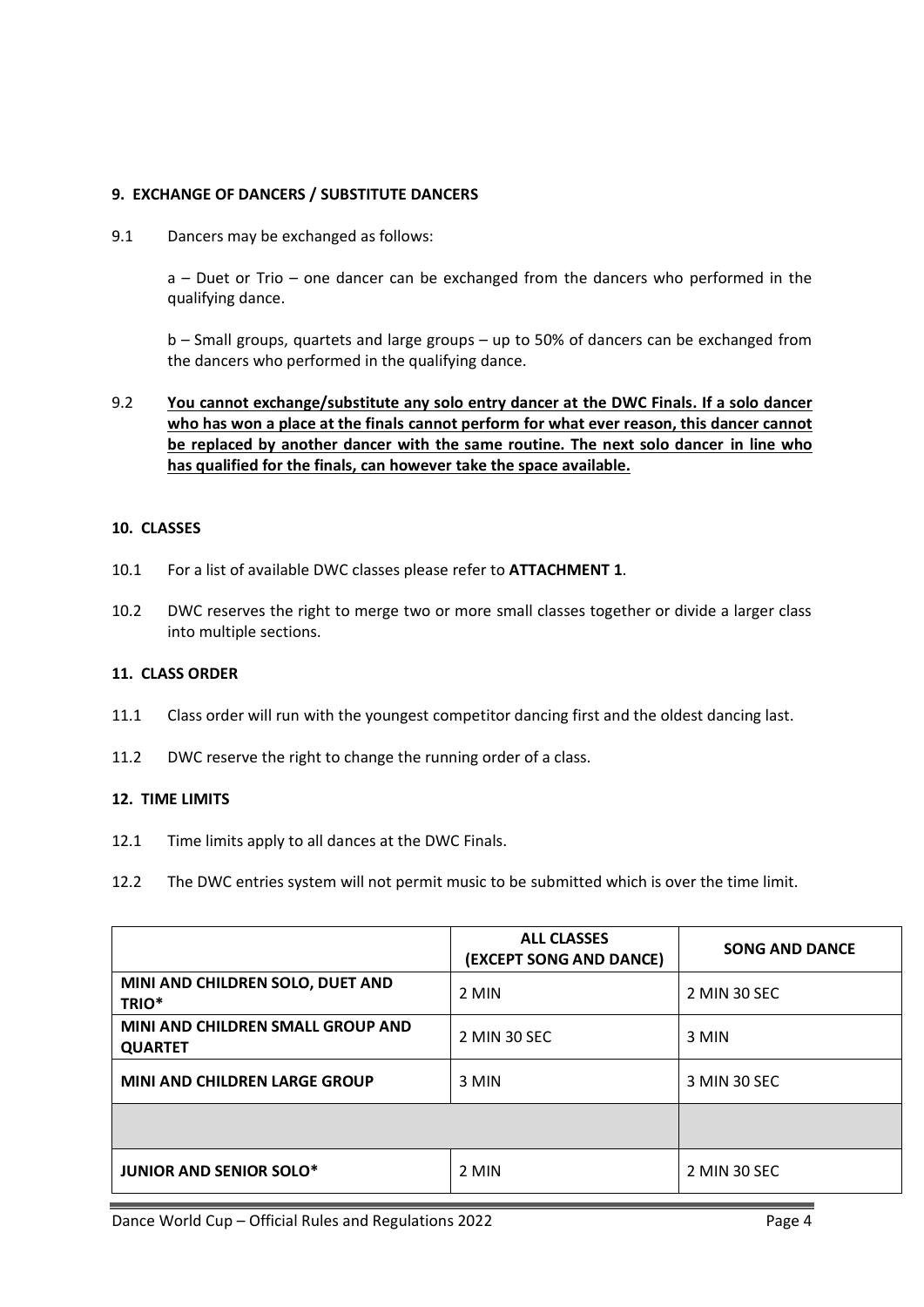**9. EXCHANGE OF DANCERS / SUBSTITUTE DANCERS**

9.1 Dancers may be exchanged as follows:

a – Duet or Trio – one dancer can be exchanged from the dancers who performed in the qualifying dance.

b – Small groups, quartets and large groups – up to 50% of dancers can be exchanged from the dancers who performed in the qualifying dance.

9.2 **You cannot exchange/substitute any solo entry dancer at the DWC Finals. If a solo dancer who has won a place at the finals cannot perform for what ever reason, this dancer cannot be replaced by another dancer with the same routine. The next solo dancer in line who has qualified for the finals, can however take the space available.**

**10. CLASSES**

10.1 For a list of available DWC classes please refer to **ATTACHMENT 1**.

10.2 DWC reserves the right to merge two or more small classes together or divide a larger class into multiple sections.

**11. CLASS ORDER**

11.1 Class order will run with the youngest competitor dancing first and the oldest dancing last.

11.2 DWC reserve the right to change the running order of a class.

**12. TIME LIMITS**

12.1 Time limits apply to all dances at the DWC Finals.

12.2 The DWC entries system will not permit music to be submitted which is over the time limit.

| | ALL CLASSES (EXCEPT SONG AND DANCE) | SONG AND DANCE |
|---|---|---|
| **MINI AND CHILDREN SOLO, DUET AND TRIO*** | 2 MIN | 2 MIN 30 SEC |
| **MINI AND CHILDREN SMALL GROUP AND QUARTET** | 2 MIN 30 SEC | 3 MIN |
| **MINI AND CHILDREN LARGE GROUP** | 3 MIN | 3 MIN 30 SEC |
| | | |
| **JUNIOR AND SENIOR SOLO*** | 2 MIN | 2 MIN 30 SEC |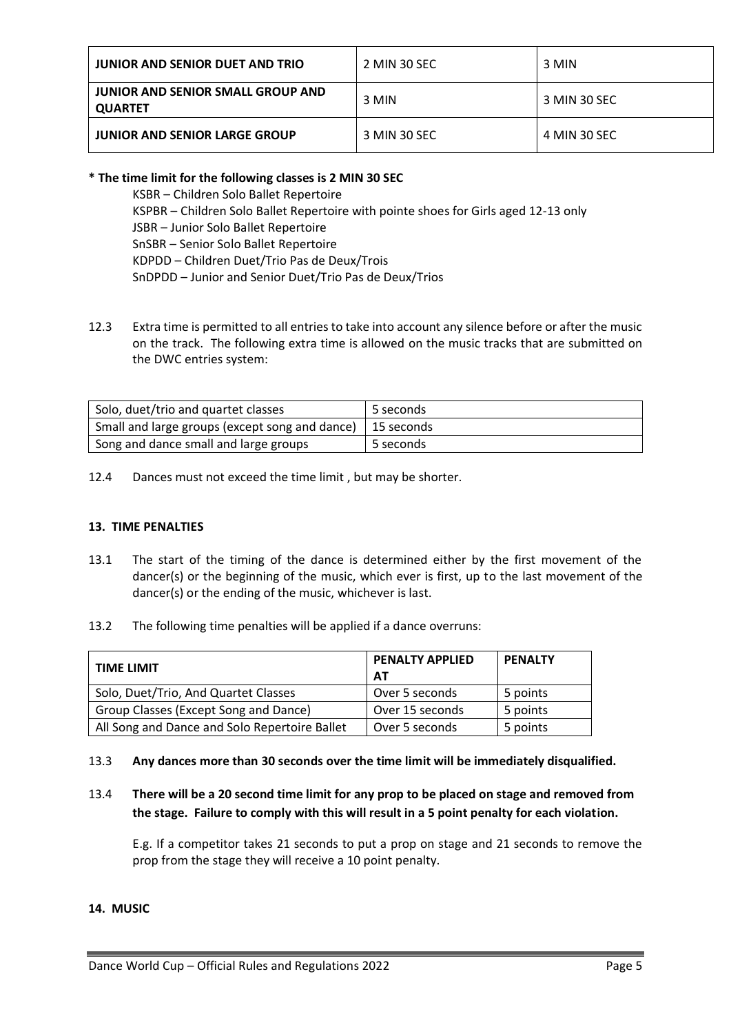| **JUNIOR AND SENIOR DUET AND TRIO** | 2 MIN 30 SEC | 3 MIN |
|---|---|---|
| **JUNIOR AND SENIOR SMALL GROUP AND QUARTET** | 3 MIN | 3 MIN 30 SEC |
| **JUNIOR AND SENIOR LARGE GROUP** | 3 MIN 30 SEC | 4 MIN 30 SEC |

**\* The time limit for the following classes is 2 MIN 30 SEC**

KSBR – Children Solo Ballet Repertoire
KSPBR – Children Solo Ballet Repertoire with pointe shoes for Girls aged 12-13 only
JSBR – Junior Solo Ballet Repertoire
SnSBR – Senior Solo Ballet Repertoire
KDPDD – Children Duet/Trio Pas de Deux/Trois
SnDPDD – Junior and Senior Duet/Trio Pas de Deux/Trios

12.3 Extra time is permitted to all entries to take into account any silence before or after the music on the track. The following extra time is allowed on the music tracks that are submitted on the DWC entries system:

| Solo, duet/trio and quartet classes | 5 seconds |
|---|---|
| Small and large groups (except song and dance) | 15 seconds |
| Song and dance small and large groups | 5 seconds |

12.4 Dances must not exceed the time limit , but may be shorter.

## 13. TIME PENALTIES

13.1 The start of the timing of the dance is determined either by the first movement of the dancer(s) or the beginning of the music, which ever is first, up to the last movement of the dancer(s) or the ending of the music, whichever is last.

13.2 The following time penalties will be applied if a dance overruns:

| TIME LIMIT | PENALTY APPLIED AT | PENALTY |
|---|---|---|
| Solo, Duet/Trio, And Quartet Classes | Over 5 seconds | 5 points |
| Group Classes (Except Song and Dance) | Over 15 seconds | 5 points |
| All Song and Dance and Solo Repertoire Ballet | Over 5 seconds | 5 points |

13.3 **Any dances more than 30 seconds over the time limit will be immediately disqualified.**

13.4 **There will be a 20 second time limit for any prop to be placed on stage and removed from the stage. Failure to comply with this will result in a 5 point penalty for each violation.**

E.g. If a competitor takes 21 seconds to put a prop on stage and 21 seconds to remove the prop from the stage they will receive a 10 point penalty.

## 14. MUSIC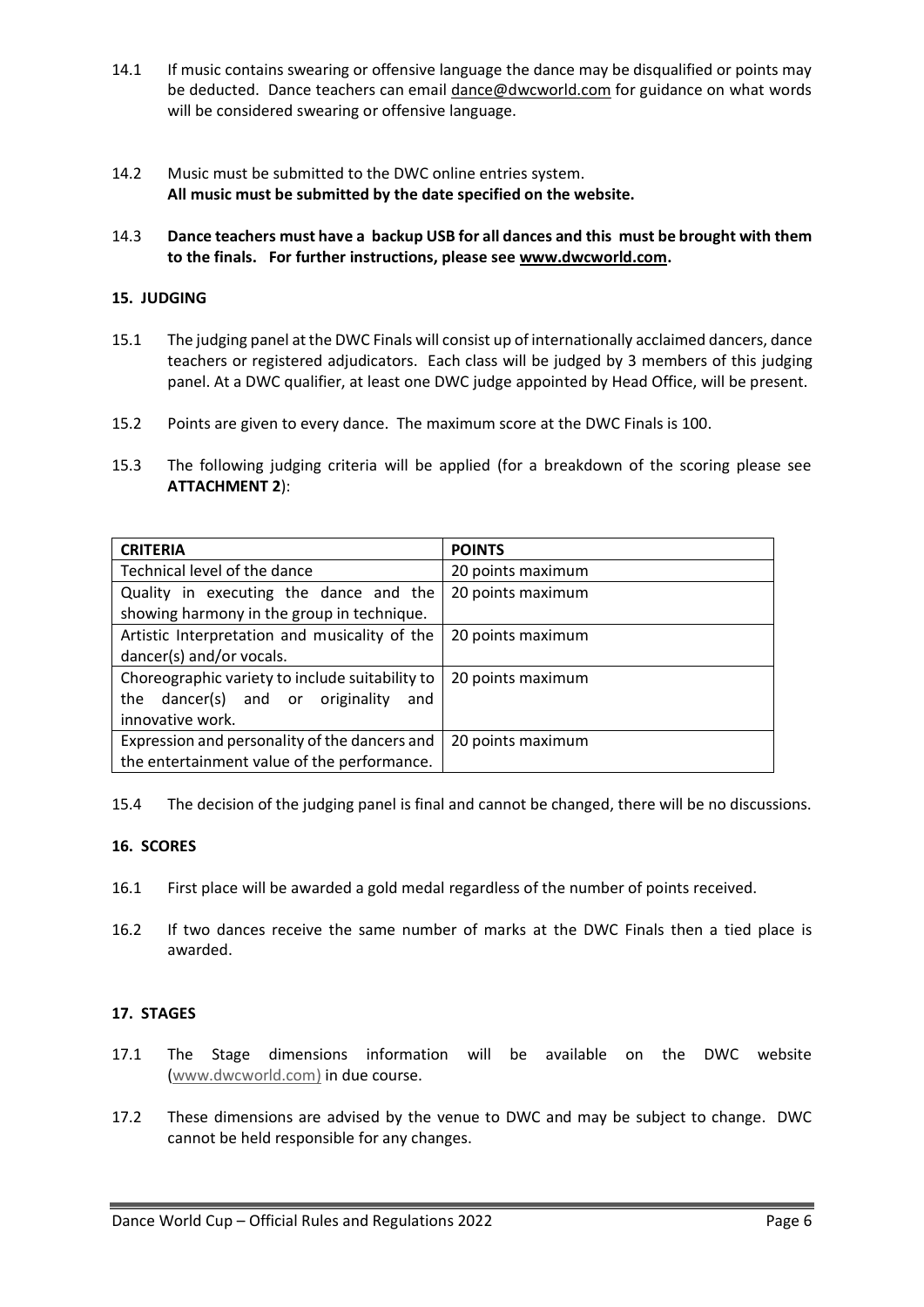14.1 If music contains swearing or offensive language the dance may be disqualified or points may be deducted. Dance teachers can email dance@dwcworld.com for guidance on what words will be considered swearing or offensive language.

14.2 Music must be submitted to the DWC online entries system.
**All music must be submitted by the date specified on the website.**

14.3 **Dance teachers must have a backup USB for all dances and this must be brought with them to the finals. For further instructions, please see www.dwcworld.com.**

## 15. JUDGING

15.1 The judging panel at the DWC Finals will consist up of internationally acclaimed dancers, dance teachers or registered adjudicators. Each class will be judged by 3 members of this judging panel. At a DWC qualifier, at least one DWC judge appointed by Head Office, will be present.

15.2 Points are given to every dance. The maximum score at the DWC Finals is 100.

15.3 The following judging criteria will be applied (for a breakdown of the scoring please see **ATTACHMENT 2**):

| **CRITERIA** | **POINTS** |
|---|---|
| Technical level of the dance | 20 points maximum |
| Quality in executing the dance and the showing harmony in the group in technique. | 20 points maximum |
| Artistic Interpretation and musicality of the dancer(s) and/or vocals. | 20 points maximum |
| Choreographic variety to include suitability to the dancer(s) and or originality and innovative work. | 20 points maximum |
| Expression and personality of the dancers and the entertainment value of the performance. | 20 points maximum |

15.4 The decision of the judging panel is final and cannot be changed, there will be no discussions.

## 16. SCORES

16.1 First place will be awarded a gold medal regardless of the number of points received.

16.2 If two dances receive the same number of marks at the DWC Finals then a tied place is awarded.

## 17. STAGES

17.1 The Stage dimensions information will be available on the DWC website (www.dwcworld.com) in due course.

17.2 These dimensions are advised by the venue to DWC and may be subject to change. DWC cannot be held responsible for any changes.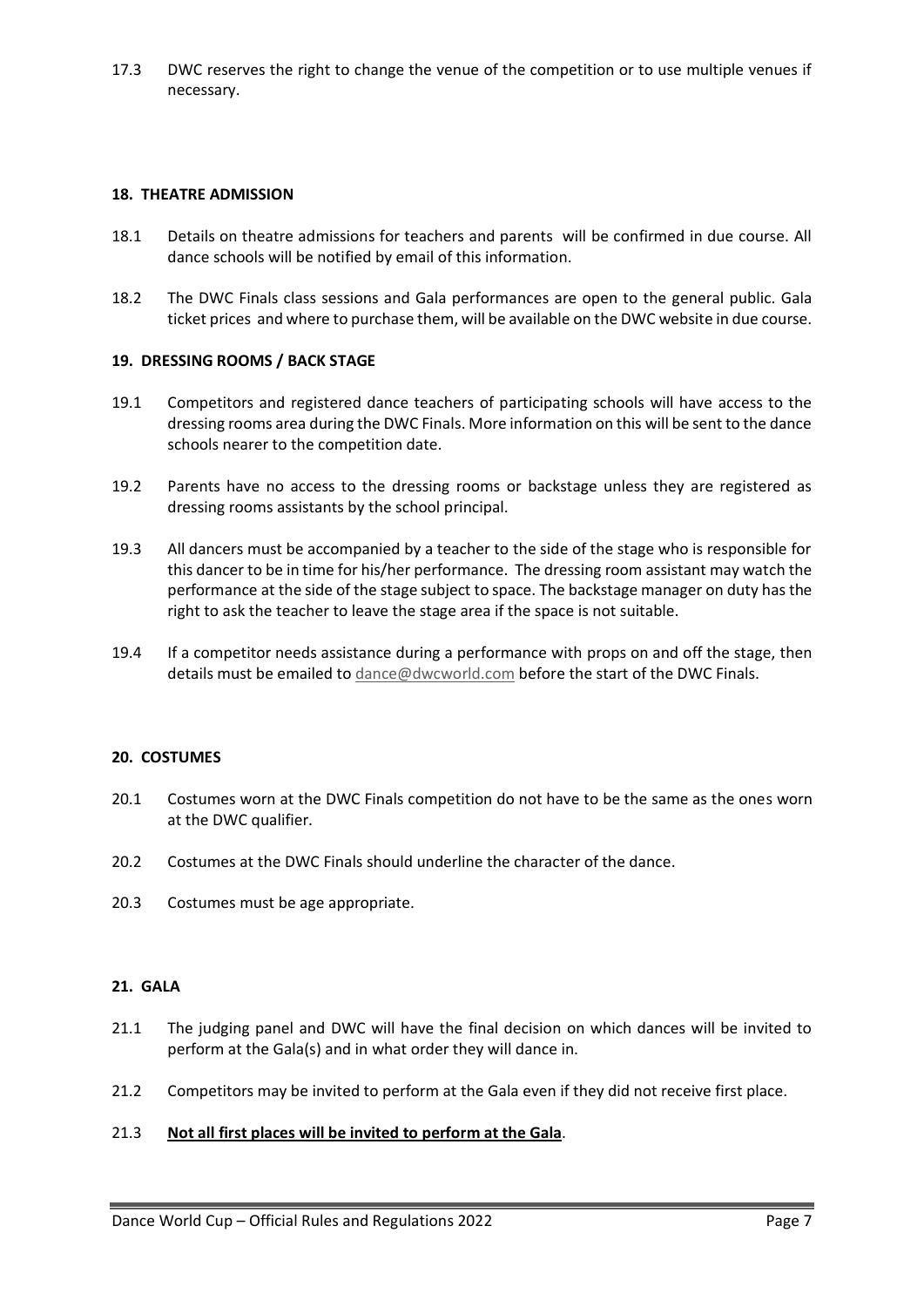17.3 DWC reserves the right to change the venue of the competition or to use multiple venues if necessary.

## 18. THEATRE ADMISSION

18.1 Details on theatre admissions for teachers and parents will be confirmed in due course. All dance schools will be notified by email of this information.

18.2 The DWC Finals class sessions and Gala performances are open to the general public. Gala ticket prices and where to purchase them, will be available on the DWC website in due course.

## 19. DRESSING ROOMS / BACK STAGE

19.1 Competitors and registered dance teachers of participating schools will have access to the dressing rooms area during the DWC Finals. More information on this will be sent to the dance schools nearer to the competition date.

19.2 Parents have no access to the dressing rooms or backstage unless they are registered as dressing rooms assistants by the school principal.

19.3 All dancers must be accompanied by a teacher to the side of the stage who is responsible for this dancer to be in time for his/her performance. The dressing room assistant may watch the performance at the side of the stage subject to space. The backstage manager on duty has the right to ask the teacher to leave the stage area if the space is not suitable.

19.4 If a competitor needs assistance during a performance with props on and off the stage, then details must be emailed to dance@dwcworld.com before the start of the DWC Finals.

## 20. COSTUMES

20.1 Costumes worn at the DWC Finals competition do not have to be the same as the ones worn at the DWC qualifier.

20.2 Costumes at the DWC Finals should underline the character of the dance.

20.3 Costumes must be age appropriate.

## 21. GALA

21.1 The judging panel and DWC will have the final decision on which dances will be invited to perform at the Gala(s) and in what order they will dance in.

21.2 Competitors may be invited to perform at the Gala even if they did not receive first place.

21.3 **Not all first places will be invited to perform at the Gala**.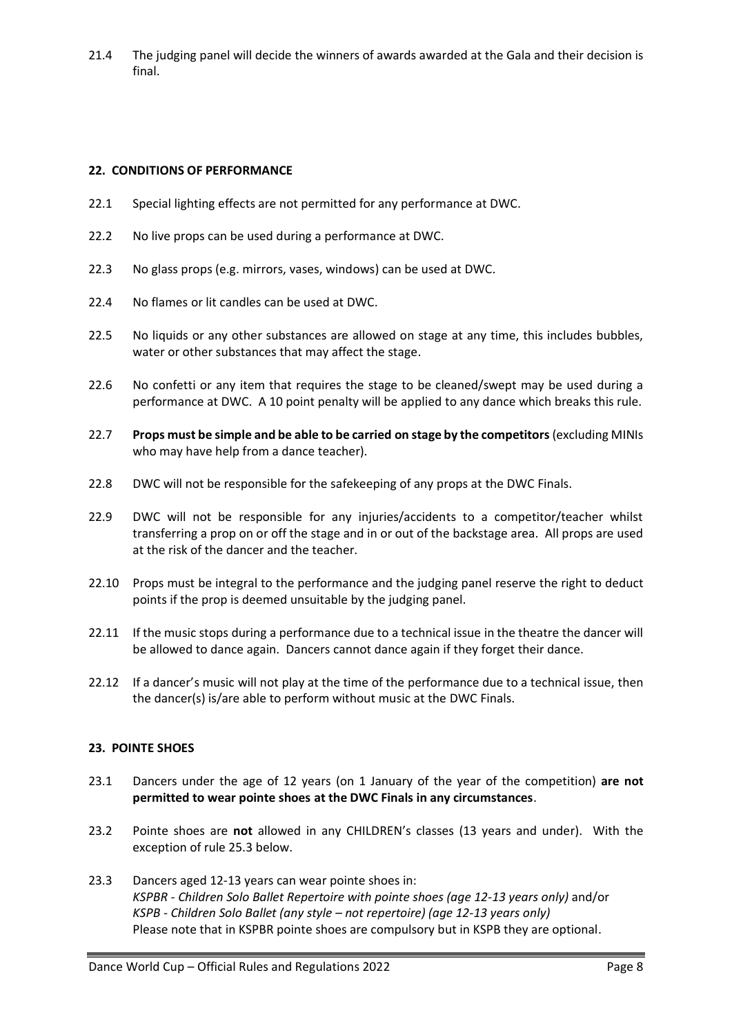21.4 The judging panel will decide the winners of awards awarded at the Gala and their decision is final.

## 22. CONDITIONS OF PERFORMANCE

22.1 Special lighting effects are not permitted for any performance at DWC.

22.2 No live props can be used during a performance at DWC.

22.3 No glass props (e.g. mirrors, vases, windows) can be used at DWC.

22.4 No flames or lit candles can be used at DWC.

22.5 No liquids or any other substances are allowed on stage at any time, this includes bubbles, water or other substances that may affect the stage.

22.6 No confetti or any item that requires the stage to be cleaned/swept may be used during a performance at DWC. A 10 point penalty will be applied to any dance which breaks this rule.

22.7 **Props must be simple and be able to be carried on stage by the competitors** (excluding MINIs who may have help from a dance teacher).

22.8 DWC will not be responsible for the safekeeping of any props at the DWC Finals.

22.9 DWC will not be responsible for any injuries/accidents to a competitor/teacher whilst transferring a prop on or off the stage and in or out of the backstage area. All props are used at the risk of the dancer and the teacher.

22.10 Props must be integral to the performance and the judging panel reserve the right to deduct points if the prop is deemed unsuitable by the judging panel.

22.11 If the music stops during a performance due to a technical issue in the theatre the dancer will be allowed to dance again. Dancers cannot dance again if they forget their dance.

22.12 If a dancer's music will not play at the time of the performance due to a technical issue, then the dancer(s) is/are able to perform without music at the DWC Finals.

## 23. POINTE SHOES

23.1 Dancers under the age of 12 years (on 1 January of the year of the competition) **are not permitted to wear pointe shoes at the DWC Finals in any circumstances**.

23.2 Pointe shoes are **not** allowed in any CHILDREN's classes (13 years and under). With the exception of rule 25.3 below.

23.3 Dancers aged 12-13 years can wear pointe shoes in:
*KSPBR - Children Solo Ballet Repertoire with pointe shoes (age 12-13 years only)* and/or
*KSPB - Children Solo Ballet (any style – not repertoire) (age 12-13 years only)*
Please note that in KSPBR pointe shoes are compulsory but in KSPB they are optional.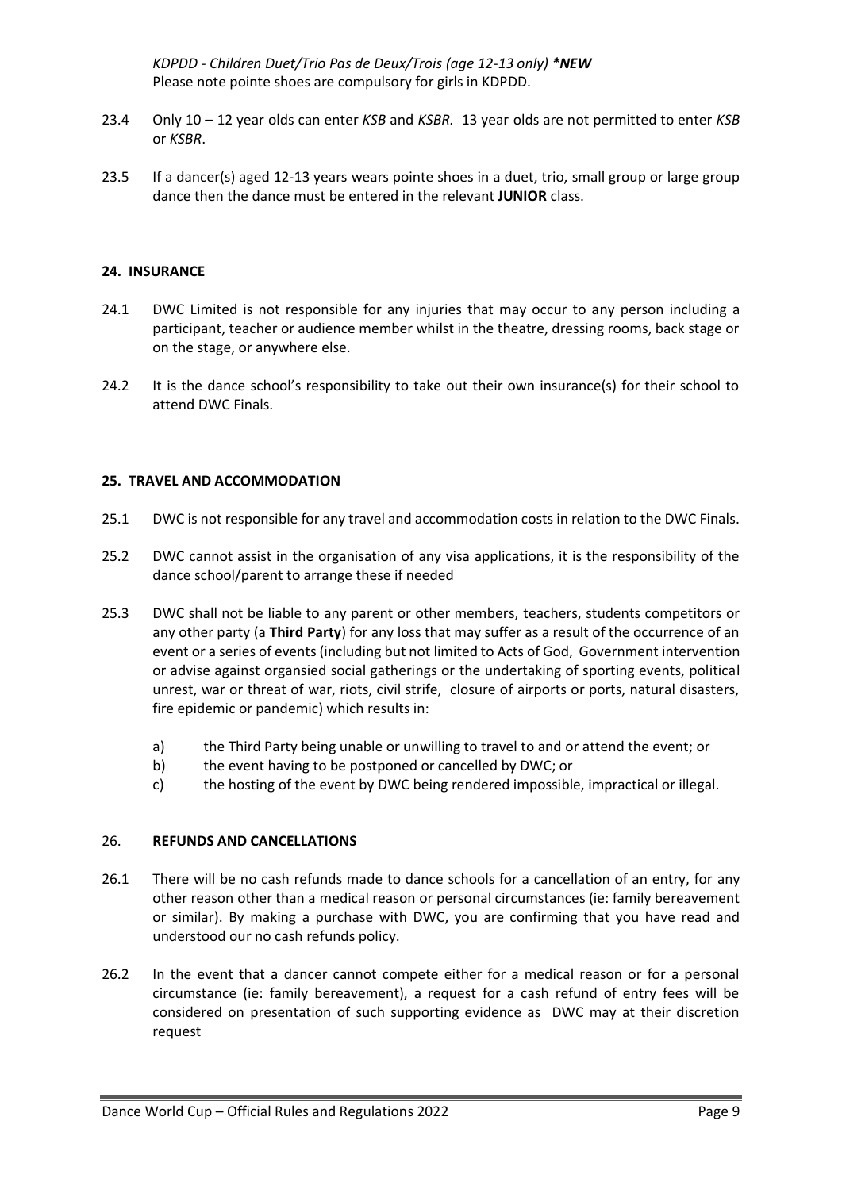*KDPDD - Children Duet/Trio Pas de Deux/Trois (age 12-13 only)* ***\*NEW***
Please note pointe shoes are compulsory for girls in KDPDD.

23.4 Only 10 – 12 year olds can enter *KSB* and *KSBR*. 13 year olds are not permitted to enter *KSB* or *KSBR*.

23.5 If a dancer(s) aged 12-13 years wears pointe shoes in a duet, trio, small group or large group dance then the dance must be entered in the relevant **JUNIOR** class.

## 24. INSURANCE

24.1 DWC Limited is not responsible for any injuries that may occur to any person including a participant, teacher or audience member whilst in the theatre, dressing rooms, back stage or on the stage, or anywhere else.

24.2 It is the dance school's responsibility to take out their own insurance(s) for their school to attend DWC Finals.

## 25. TRAVEL AND ACCOMMODATION

25.1 DWC is not responsible for any travel and accommodation costs in relation to the DWC Finals.

25.2 DWC cannot assist in the organisation of any visa applications, it is the responsibility of the dance school/parent to arrange these if needed

25.3 DWC shall not be liable to any parent or other members, teachers, students competitors or any other party (a **Third Party**) for any loss that may suffer as a result of the occurrence of an event or a series of events (including but not limited to Acts of God, Government intervention or advise against organsied social gatherings or the undertaking of sporting events, political unrest, war or threat of war, riots, civil strife, closure of airports or ports, natural disasters, fire epidemic or pandemic) which results in:

a) the Third Party being unable or unwilling to travel to and or attend the event; or
b) the event having to be postponed or cancelled by DWC; or
c) the hosting of the event by DWC being rendered impossible, impractical or illegal.

## 26. REFUNDS AND CANCELLATIONS

26.1 There will be no cash refunds made to dance schools for a cancellation of an entry, for any other reason other than a medical reason or personal circumstances (ie: family bereavement or similar). By making a purchase with DWC, you are confirming that you have read and understood our no cash refunds policy.

26.2 In the event that a dancer cannot compete either for a medical reason or for a personal circumstance (ie: family bereavement), a request for a cash refund of entry fees will be considered on presentation of such supporting evidence as DWC may at their discretion request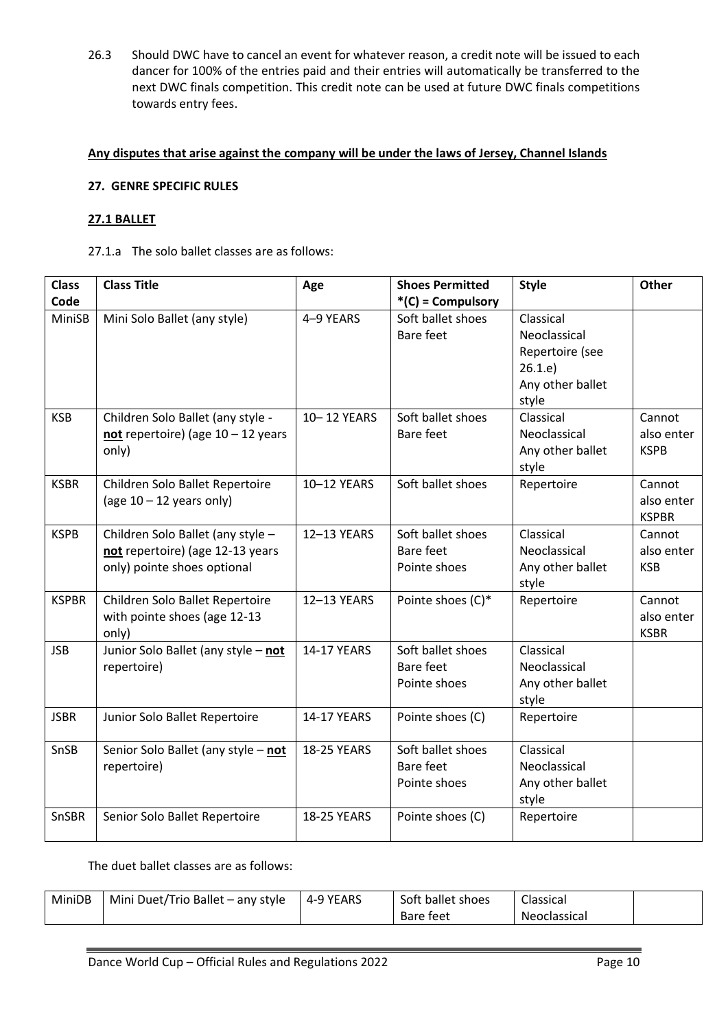26.3 Should DWC have to cancel an event for whatever reason, a credit note will be issued to each dancer for 100% of the entries paid and their entries will automatically be transferred to the next DWC finals competition. This credit note can be used at future DWC finals competitions towards entry fees.

**Any disputes that arise against the company will be under the laws of Jersey, Channel Islands**

**27. GENRE SPECIFIC RULES**

**27.1 BALLET**

27.1.a The solo ballet classes are as follows:

| Class Code | Class Title | Age | Shoes Permitted *(C) = Compulsory | Style | Other |
|---|---|---|---|---|---|
| MiniSB | Mini Solo Ballet (any style) | 4–9 YEARS | Soft ballet shoes<br>Bare feet | Classical<br>Neoclassical<br>Repertoire (see 26.1.e)<br>Any other ballet style | |
| KSB | Children Solo Ballet (any style - **not** repertoire) (age 10 – 12 years only) | 10– 12 YEARS | Soft ballet shoes<br>Bare feet | Classical<br>Neoclassical<br>Any other ballet style | Cannot also enter KSPB |
| KSBR | Children Solo Ballet Repertoire (age 10 – 12 years only) | 10–12 YEARS | Soft ballet shoes | Repertoire | Cannot also enter KSPBR |
| KSPB | Children Solo Ballet (any style – **not** repertoire) (age 12-13 years only) pointe shoes optional | 12–13 YEARS | Soft ballet shoes<br>Bare feet<br>Pointe shoes | Classical<br>Neoclassical<br>Any other ballet style | Cannot also enter KSB |
| KSPBR | Children Solo Ballet Repertoire with pointe shoes (age 12-13 only) | 12–13 YEARS | Pointe shoes (C)* | Repertoire | Cannot also enter KSBR |
| JSB | Junior Solo Ballet (any style – **not** repertoire) | 14-17 YEARS | Soft ballet shoes<br>Bare feet<br>Pointe shoes | Classical<br>Neoclassical<br>Any other ballet style | |
| JSBR | Junior Solo Ballet Repertoire | 14-17 YEARS | Pointe shoes (C) | Repertoire | |
| SnSB | Senior Solo Ballet (any style – **not** repertoire) | 18-25 YEARS | Soft ballet shoes<br>Bare feet<br>Pointe shoes | Classical<br>Neoclassical<br>Any other ballet style | |
| SnSBR | Senior Solo Ballet Repertoire | 18-25 YEARS | Pointe shoes (C) | Repertoire | |

The duet ballet classes are as follows:

| | | | | | |
|---|---|---|---|---|---|
| MiniDB | Mini Duet/Trio Ballet – any style | 4-9 YEARS | Soft ballet shoes<br>Bare feet | Classical<br>Neoclassical | |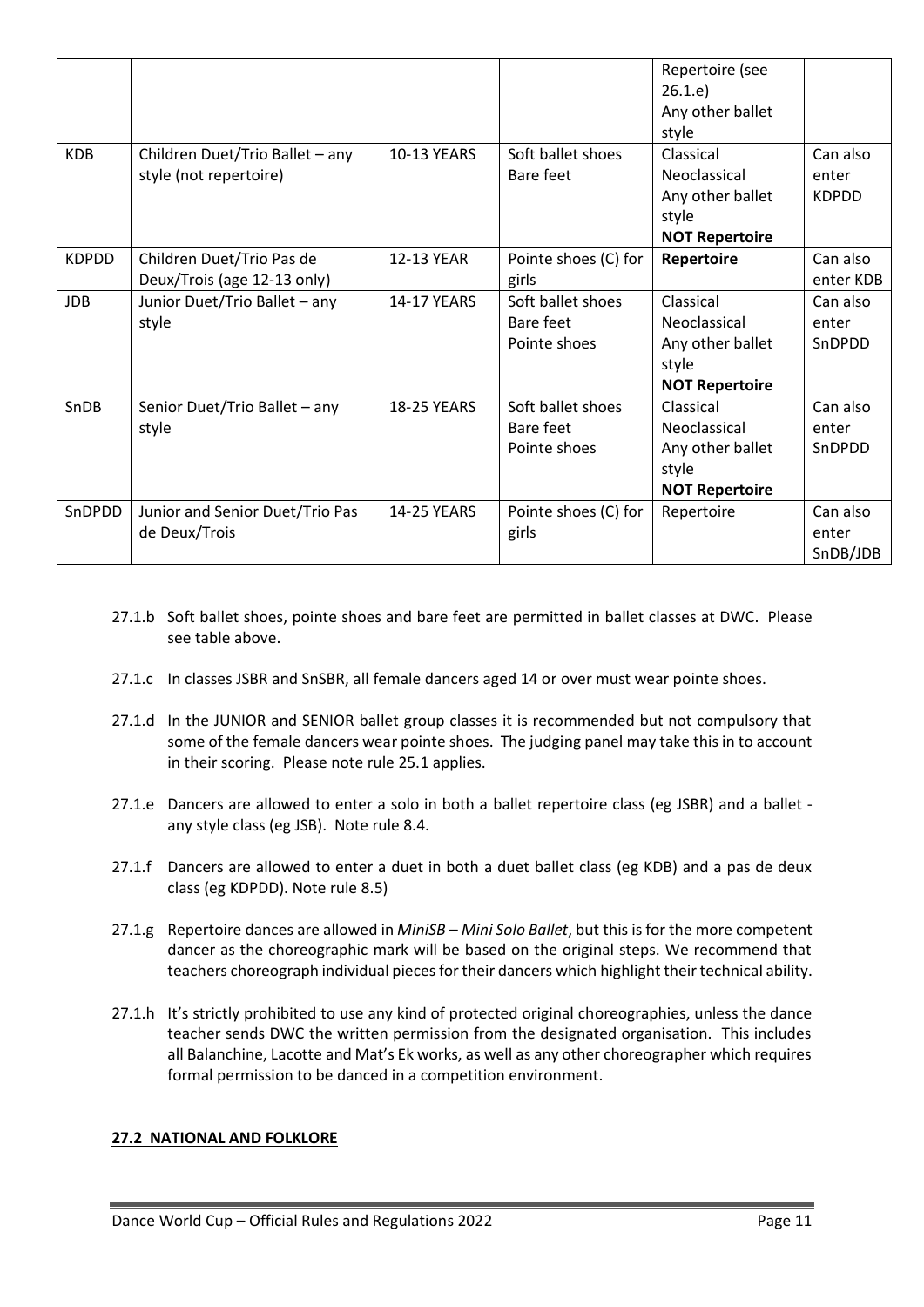|  |  |  |  | Repertoire (see 26.1.e)<br>Any other ballet style |  |
|---|---|---|---|---|---|
| KDB | Children Duet/Trio Ballet – any style (not repertoire) | 10-13 YEARS | Soft ballet shoes<br>Bare feet | Classical<br>Neoclassical<br>Any other ballet style<br>**NOT Repertoire** | Can also enter KDPDD |
| KDPDD | Children Duet/Trio Pas de Deux/Trois (age 12-13 only) | 12-13 YEAR | Pointe shoes (C) for girls | **Repertoire** | Can also enter KDB |
| JDB | Junior Duet/Trio Ballet – any style | 14-17 YEARS | Soft ballet shoes<br>Bare feet<br>Pointe shoes | Classical<br>Neoclassical<br>Any other ballet style<br>**NOT Repertoire** | Can also enter SnDPDD |
| SnDB | Senior Duet/Trio Ballet – any style | 18-25 YEARS | Soft ballet shoes<br>Bare feet<br>Pointe shoes | Classical<br>Neoclassical<br>Any other ballet style<br>**NOT Repertoire** | Can also enter SnDPDD |
| SnDPDD | Junior and Senior Duet/Trio Pas de Deux/Trois | 14-25 YEARS | Pointe shoes (C) for girls | Repertoire | Can also enter SnDB/JDB |

27.1.b Soft ballet shoes, pointe shoes and bare feet are permitted in ballet classes at DWC. Please see table above.

27.1.c In classes JSBR and SnSBR, all female dancers aged 14 or over must wear pointe shoes.

27.1.d In the JUNIOR and SENIOR ballet group classes it is recommended but not compulsory that some of the female dancers wear pointe shoes. The judging panel may take this in to account in their scoring. Please note rule 25.1 applies.

27.1.e Dancers are allowed to enter a solo in both a ballet repertoire class (eg JSBR) and a ballet - any style class (eg JSB). Note rule 8.4.

27.1.f Dancers are allowed to enter a duet in both a duet ballet class (eg KDB) and a pas de deux class (eg KDPDD). Note rule 8.5)

27.1.g Repertoire dances are allowed in *MiniSB – Mini Solo Ballet*, but this is for the more competent dancer as the choreographic mark will be based on the original steps. We recommend that teachers choreograph individual pieces for their dancers which highlight their technical ability.

27.1.h It's strictly prohibited to use any kind of protected original choreographies, unless the dance teacher sends DWC the written permission from the designated organisation. This includes all Balanchine, Lacotte and Mat's Ek works, as well as any other choreographer which requires formal permission to be danced in a competition environment.

**27.2 NATIONAL AND FOLKLORE**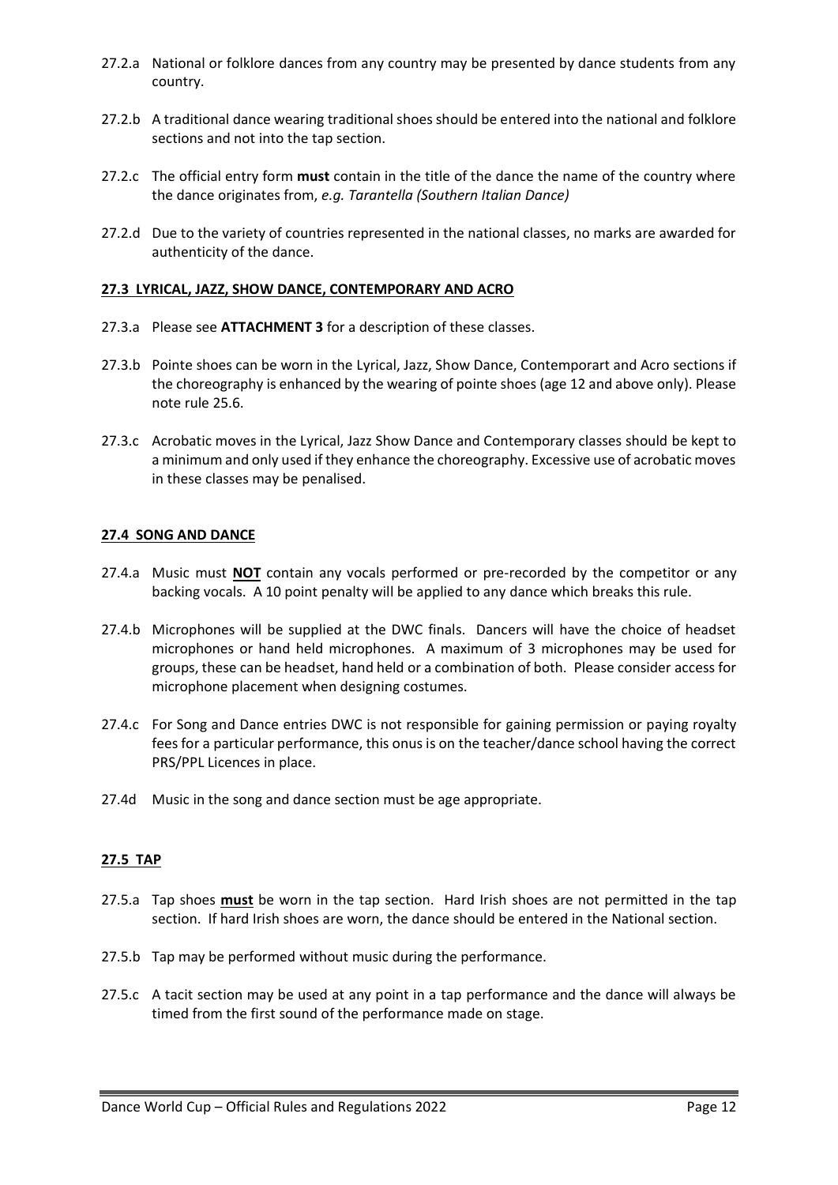27.2.a National or folklore dances from any country may be presented by dance students from any country.

27.2.b A traditional dance wearing traditional shoes should be entered into the national and folklore sections and not into the tap section.

27.2.c The official entry form **must** contain in the title of the dance the name of the country where the dance originates from, *e.g. Tarantella (Southern Italian Dance)*

27.2.d Due to the variety of countries represented in the national classes, no marks are awarded for authenticity of the dance.

**27.3 LYRICAL, JAZZ, SHOW DANCE, CONTEMPORARY AND ACRO**

27.3.a Please see **ATTACHMENT 3** for a description of these classes.

27.3.b Pointe shoes can be worn in the Lyrical, Jazz, Show Dance, Contemporart and Acro sections if the choreography is enhanced by the wearing of pointe shoes (age 12 and above only). Please note rule 25.6.

27.3.c Acrobatic moves in the Lyrical, Jazz Show Dance and Contemporary classes should be kept to a minimum and only used if they enhance the choreography. Excessive use of acrobatic moves in these classes may be penalised.

**27.4 SONG AND DANCE**

27.4.a Music must **NOT** contain any vocals performed or pre-recorded by the competitor or any backing vocals. A 10 point penalty will be applied to any dance which breaks this rule.

27.4.b Microphones will be supplied at the DWC finals. Dancers will have the choice of headset microphones or hand held microphones. A maximum of 3 microphones may be used for groups, these can be headset, hand held or a combination of both. Please consider access for microphone placement when designing costumes.

27.4.c For Song and Dance entries DWC is not responsible for gaining permission or paying royalty fees for a particular performance, this onus is on the teacher/dance school having the correct PRS/PPL Licences in place.

27.4d Music in the song and dance section must be age appropriate.

**27.5 TAP**

27.5.a Tap shoes **must** be worn in the tap section. Hard Irish shoes are not permitted in the tap section. If hard Irish shoes are worn, the dance should be entered in the National section.

27.5.b Tap may be performed without music during the performance.

27.5.c A tacit section may be used at any point in a tap performance and the dance will always be timed from the first sound of the performance made on stage.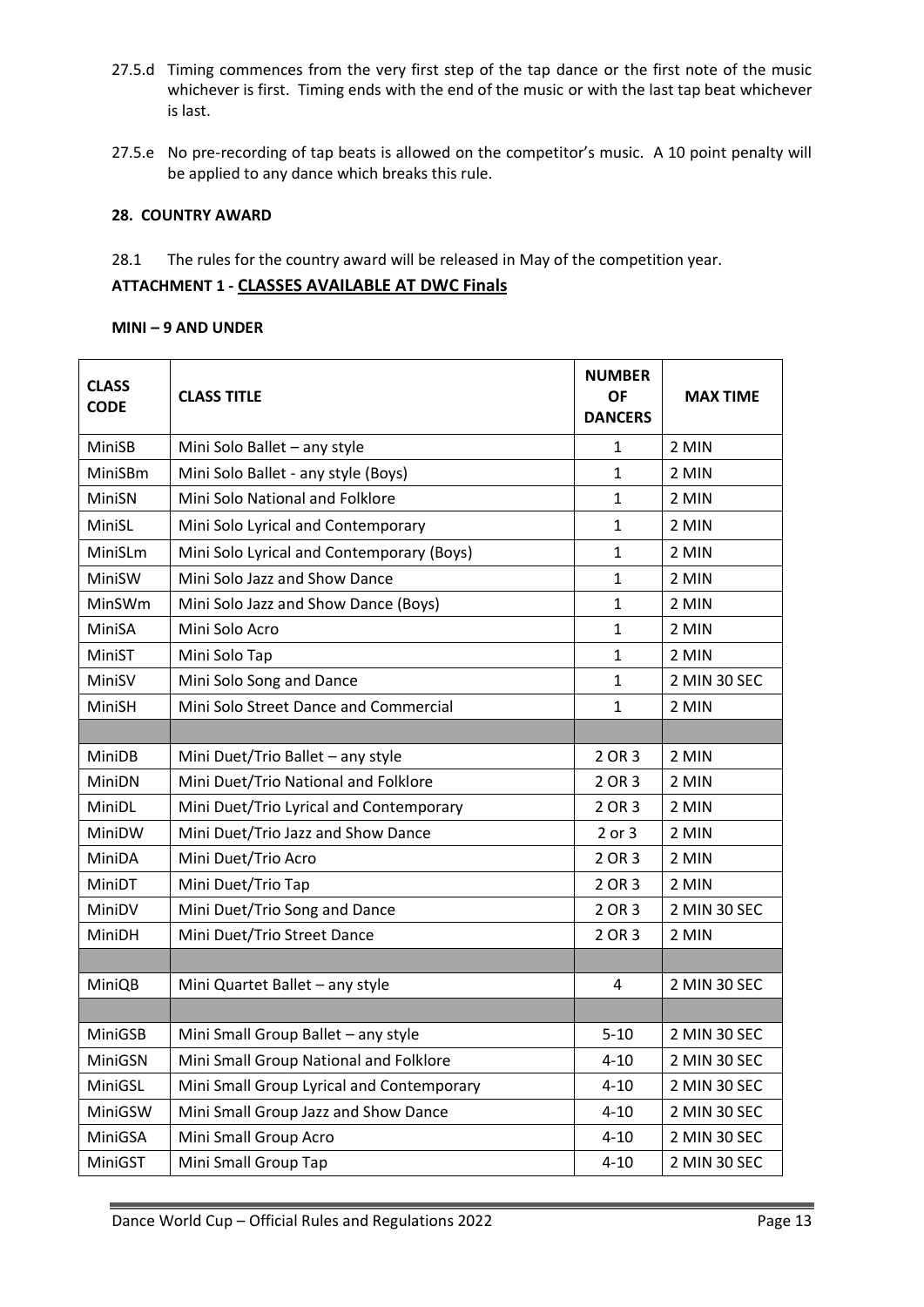27.5.d Timing commences from the very first step of the tap dance or the first note of the music whichever is first. Timing ends with the end of the music or with the last tap beat whichever is last.

27.5.e No pre-recording of tap beats is allowed on the competitor's music. A 10 point penalty will be applied to any dance which breaks this rule.

**28. COUNTRY AWARD**

28.1 The rules for the country award will be released in May of the competition year.

## ATTACHMENT 1 - CLASSES AVAILABLE AT DWC Finals

**MINI – 9 AND UNDER**

| CLASS CODE | CLASS TITLE | NUMBER OF DANCERS | MAX TIME |
|---|---|---|---|
| MiniSB | Mini Solo Ballet – any style | 1 | 2 MIN |
| MiniSBm | Mini Solo Ballet - any style (Boys) | 1 | 2 MIN |
| MiniSN | Mini Solo National and Folklore | 1 | 2 MIN |
| MiniSL | Mini Solo Lyrical and Contemporary | 1 | 2 MIN |
| MiniSLm | Mini Solo Lyrical and Contemporary (Boys) | 1 | 2 MIN |
| MiniSW | Mini Solo Jazz and Show Dance | 1 | 2 MIN |
| MinSWm | Mini Solo Jazz and Show Dance (Boys) | 1 | 2 MIN |
| MiniSA | Mini Solo Acro | 1 | 2 MIN |
| MiniST | Mini Solo Tap | 1 | 2 MIN |
| MiniSV | Mini Solo Song and Dance | 1 | 2 MIN 30 SEC |
| MiniSH | Mini Solo Street Dance and Commercial | 1 | 2 MIN |
| | | | |
| MiniDB | Mini Duet/Trio Ballet – any style | 2 OR 3 | 2 MIN |
| MiniDN | Mini Duet/Trio National and Folklore | 2 OR 3 | 2 MIN |
| MiniDL | Mini Duet/Trio Lyrical and Contemporary | 2 OR 3 | 2 MIN |
| MiniDW | Mini Duet/Trio Jazz and Show Dance | 2 or 3 | 2 MIN |
| MiniDA | Mini Duet/Trio Acro | 2 OR 3 | 2 MIN |
| MiniDT | Mini Duet/Trio Tap | 2 OR 3 | 2 MIN |
| MiniDV | Mini Duet/Trio Song and Dance | 2 OR 3 | 2 MIN 30 SEC |
| MiniDH | Mini Duet/Trio Street Dance | 2 OR 3 | 2 MIN |
| | | | |
| MiniQB | Mini Quartet Ballet – any style | 4 | 2 MIN 30 SEC |
| | | | |
| MiniGSB | Mini Small Group Ballet – any style | 5-10 | 2 MIN 30 SEC |
| MiniGSN | Mini Small Group National and Folklore | 4-10 | 2 MIN 30 SEC |
| MiniGSL | Mini Small Group Lyrical and Contemporary | 4-10 | 2 MIN 30 SEC |
| MiniGSW | Mini Small Group Jazz and Show Dance | 4-10 | 2 MIN 30 SEC |
| MiniGSA | Mini Small Group Acro | 4-10 | 2 MIN 30 SEC |
| MiniGST | Mini Small Group Tap | 4-10 | 2 MIN 30 SEC |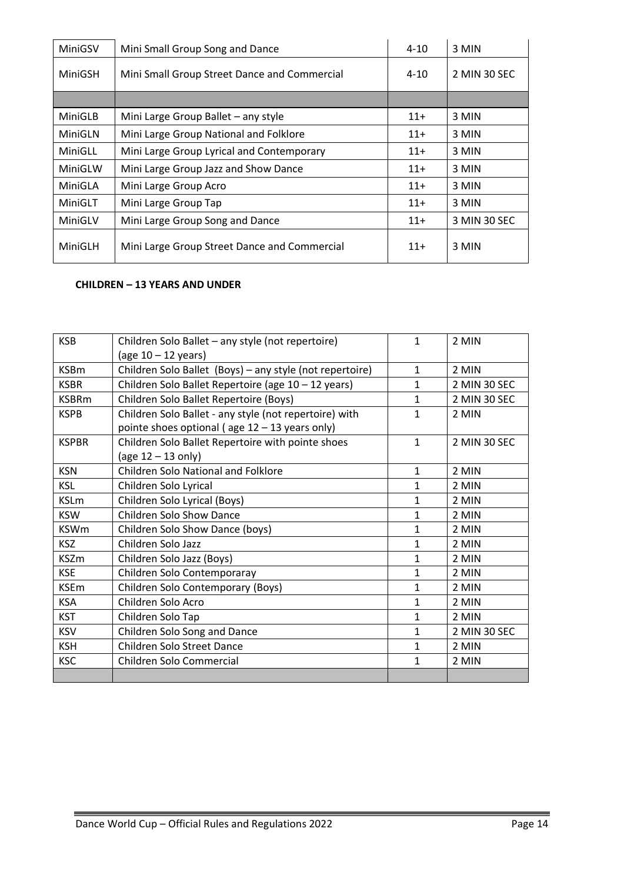| MiniGSV | Mini Small Group Song and Dance | 4-10 | 3 MIN |
|---|---|---|---|
| MiniGSH | Mini Small Group Street Dance and Commercial | 4-10 | 2 MIN 30 SEC |
| | | | |
| MiniGLB | Mini Large Group Ballet – any style | 11+ | 3 MIN |
| MiniGLN | Mini Large Group National and Folklore | 11+ | 3 MIN |
| MiniGLL | Mini Large Group Lyrical and Contemporary | 11+ | 3 MIN |
| MiniGLW | Mini Large Group Jazz and Show Dance | 11+ | 3 MIN |
| MiniGLA | Mini Large Group Acro | 11+ | 3 MIN |
| MiniGLT | Mini Large Group Tap | 11+ | 3 MIN |
| MiniGLV | Mini Large Group Song and Dance | 11+ | 3 MIN 30 SEC |
| MiniGLH | Mini Large Group Street Dance and Commercial | 11+ | 3 MIN |

**CHILDREN – 13 YEARS AND UNDER**

| KSB | Children Solo Ballet – any style (not repertoire) (age 10 – 12 years) | 1 | 2 MIN |
|---|---|---|---|
| KSBm | Children Solo Ballet (Boys) – any style (not repertoire) | 1 | 2 MIN |
| KSBR | Children Solo Ballet Repertoire (age 10 – 12 years) | 1 | 2 MIN 30 SEC |
| KSBRm | Children Solo Ballet Repertoire (Boys) | 1 | 2 MIN 30 SEC |
| KSPB | Children Solo Ballet - any style (not repertoire) with pointe shoes optional ( age 12 – 13 years only) | 1 | 2 MIN |
| KSPBR | Children Solo Ballet Repertoire with pointe shoes (age 12 – 13 only) | 1 | 2 MIN 30 SEC |
| KSN | Children Solo National and Folklore | 1 | 2 MIN |
| KSL | Children Solo Lyrical | 1 | 2 MIN |
| KSLm | Children Solo Lyrical (Boys) | 1 | 2 MIN |
| KSW | Children Solo Show Dance | 1 | 2 MIN |
| KSWm | Children Solo Show Dance (boys) | 1 | 2 MIN |
| KSZ | Children Solo Jazz | 1 | 2 MIN |
| KSZm | Children Solo Jazz (Boys) | 1 | 2 MIN |
| KSE | Children Solo Contemporaray | 1 | 2 MIN |
| KSEm | Children Solo Contemporary (Boys) | 1 | 2 MIN |
| KSA | Children Solo Acro | 1 | 2 MIN |
| KST | Children Solo Tap | 1 | 2 MIN |
| KSV | Children Solo Song and Dance | 1 | 2 MIN 30 SEC |
| KSH | Children Solo Street Dance | 1 | 2 MIN |
| KSC | Children Solo Commercial | 1 | 2 MIN |
| | | | |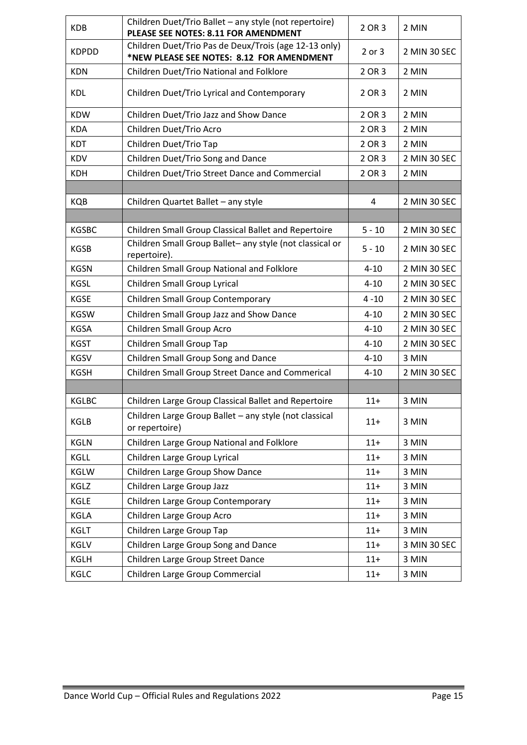| KDB | Children Duet/Trio Ballet – any style (not repertoire) **PLEASE SEE NOTES: 8.11 FOR AMENDMENT** | 2 OR 3 | 2 MIN |
|---|---|---|---|
| KDPDD | Children Duet/Trio Pas de Deux/Trois (age 12-13 only) **\*NEW PLEASE SEE NOTES: 8.12 FOR AMENDMENT** | 2 or 3 | 2 MIN 30 SEC |
| KDN | Children Duet/Trio National and Folklore | 2 OR 3 | 2 MIN |
| KDL | Children Duet/Trio Lyrical and Contemporary | 2 OR 3 | 2 MIN |
| KDW | Children Duet/Trio Jazz and Show Dance | 2 OR 3 | 2 MIN |
| KDA | Children Duet/Trio Acro | 2 OR 3 | 2 MIN |
| KDT | Children Duet/Trio Tap | 2 OR 3 | 2 MIN |
| KDV | Children Duet/Trio Song and Dance | 2 OR 3 | 2 MIN 30 SEC |
| KDH | Children Duet/Trio Street Dance and Commercial | 2 OR 3 | 2 MIN |
| | | | |
| KQB | Children Quartet Ballet – any style | 4 | 2 MIN 30 SEC |
| | | | |
| KGSBC | Children Small Group Classical Ballet and Repertoire | 5 - 10 | 2 MIN 30 SEC |
| KGSB | Children Small Group Ballet– any style (not classical or repertoire). | 5 - 10 | 2 MIN 30 SEC |
| KGSN | Children Small Group National and Folklore | 4-10 | 2 MIN 30 SEC |
| KGSL | Children Small Group Lyrical | 4-10 | 2 MIN 30 SEC |
| KGSE | Children Small Group Contemporary | 4 -10 | 2 MIN 30 SEC |
| KGSW | Children Small Group Jazz and Show Dance | 4-10 | 2 MIN 30 SEC |
| KGSA | Children Small Group Acro | 4-10 | 2 MIN 30 SEC |
| KGST | Children Small Group Tap | 4-10 | 2 MIN 30 SEC |
| KGSV | Children Small Group Song and Dance | 4-10 | 3 MIN |
| KGSH | Children Small Group Street Dance and Commerical | 4-10 | 2 MIN 30 SEC |
| | | | |
| KGLBC | Children Large Group Classical Ballet and Repertoire | 11+ | 3 MIN |
| KGLB | Children Large Group Ballet – any style (not classical or repertoire) | 11+ | 3 MIN |
| KGLN | Children Large Group National and Folklore | 11+ | 3 MIN |
| KGLL | Children Large Group Lyrical | 11+ | 3 MIN |
| KGLW | Children Large Group Show Dance | 11+ | 3 MIN |
| KGLZ | Children Large Group Jazz | 11+ | 3 MIN |
| KGLE | Children Large Group Contemporary | 11+ | 3 MIN |
| KGLA | Children Large Group Acro | 11+ | 3 MIN |
| KGLT | Children Large Group Tap | 11+ | 3 MIN |
| KGLV | Children Large Group Song and Dance | 11+ | 3 MIN 30 SEC |
| KGLH | Children Large Group Street Dance | 11+ | 3 MIN |
| KGLC | Children Large Group Commercial | 11+ | 3 MIN |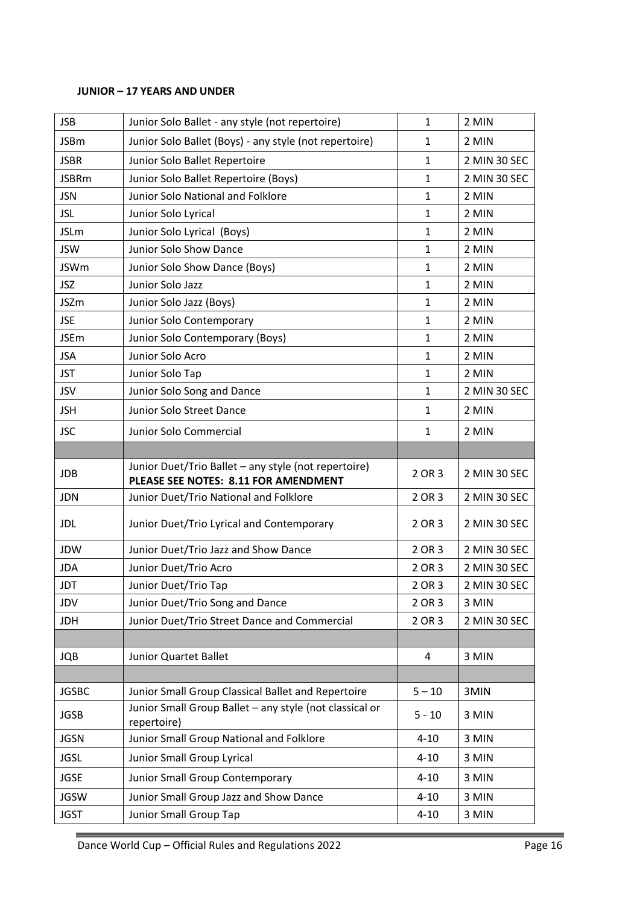**JUNIOR – 17 YEARS AND UNDER**

| | | | |
|---|---|---|---|
| JSB | Junior Solo Ballet - any style (not repertoire) | 1 | 2 MIN |
| JSBm | Junior Solo Ballet (Boys) - any style (not repertoire) | 1 | 2 MIN |
| JSBR | Junior Solo Ballet Repertoire | 1 | 2 MIN 30 SEC |
| JSBRm | Junior Solo Ballet Repertoire (Boys) | 1 | 2 MIN 30 SEC |
| JSN | Junior Solo National and Folklore | 1 | 2 MIN |
| JSL | Junior Solo Lyrical | 1 | 2 MIN |
| JSLm | Junior Solo Lyrical (Boys) | 1 | 2 MIN |
| JSW | Junior Solo Show Dance | 1 | 2 MIN |
| JSWm | Junior Solo Show Dance (Boys) | 1 | 2 MIN |
| JSZ | Junior Solo Jazz | 1 | 2 MIN |
| JSZm | Junior Solo Jazz (Boys) | 1 | 2 MIN |
| JSE | Junior Solo Contemporary | 1 | 2 MIN |
| JSEm | Junior Solo Contemporary (Boys) | 1 | 2 MIN |
| JSA | Junior Solo Acro | 1 | 2 MIN |
| JST | Junior Solo Tap | 1 | 2 MIN |
| JSV | Junior Solo Song and Dance | 1 | 2 MIN 30 SEC |
| JSH | Junior Solo Street Dance | 1 | 2 MIN |
| JSC | Junior Solo Commercial | 1 | 2 MIN |
| | | | |
| JDB | Junior Duet/Trio Ballet – any style (not repertoire) **PLEASE SEE NOTES: 8.11 FOR AMENDMENT** | 2 OR 3 | 2 MIN 30 SEC |
| JDN | Junior Duet/Trio National and Folklore | 2 OR 3 | 2 MIN 30 SEC |
| JDL | Junior Duet/Trio Lyrical and Contemporary | 2 OR 3 | 2 MIN 30 SEC |
| JDW | Junior Duet/Trio Jazz and Show Dance | 2 OR 3 | 2 MIN 30 SEC |
| JDA | Junior Duet/Trio Acro | 2 OR 3 | 2 MIN 30 SEC |
| JDT | Junior Duet/Trio Tap | 2 OR 3 | 2 MIN 30 SEC |
| JDV | Junior Duet/Trio Song and Dance | 2 OR 3 | 3 MIN |
| JDH | Junior Duet/Trio Street Dance and Commercial | 2 OR 3 | 2 MIN 30 SEC |
| | | | |
| JQB | Junior Quartet Ballet | 4 | 3 MIN |
| | | | |
| JGSBC | Junior Small Group Classical Ballet and Repertoire | 5 – 10 | 3MIN |
| JGSB | Junior Small Group Ballet – any style (not classical or repertoire) | 5 - 10 | 3 MIN |
| JGSN | Junior Small Group National and Folklore | 4-10 | 3 MIN |
| JGSL | Junior Small Group Lyrical | 4-10 | 3 MIN |
| JGSE | Junior Small Group Contemporary | 4-10 | 3 MIN |
| JGSW | Junior Small Group Jazz and Show Dance | 4-10 | 3 MIN |
| JGST | Junior Small Group Tap | 4-10 | 3 MIN |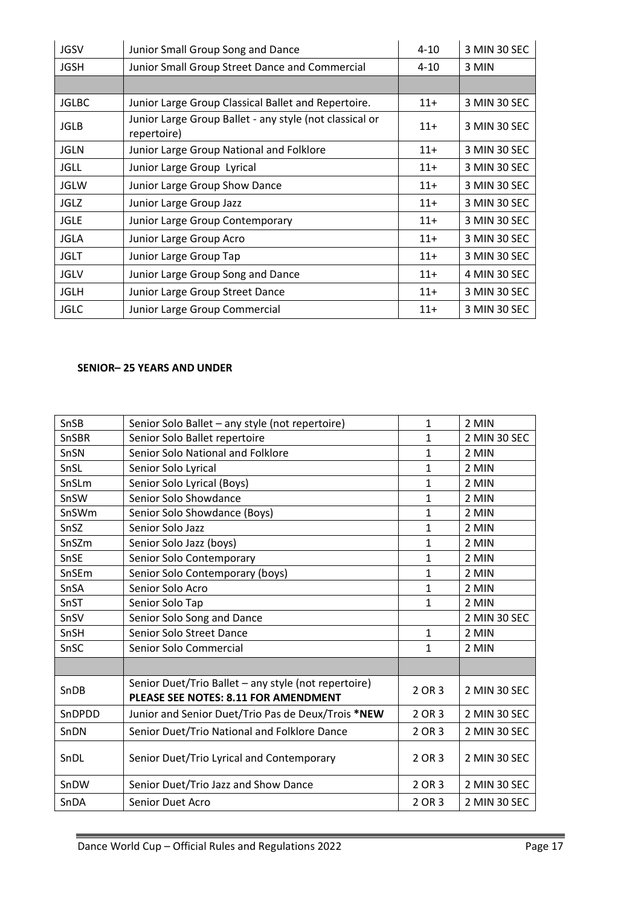| | | | |
|---|---|---|---|
| JGSV | Junior Small Group Song and Dance | 4-10 | 3 MIN 30 SEC |
| JGSH | Junior Small Group Street Dance and Commercial | 4-10 | 3 MIN |
| | | | |
| JGLBC | Junior Large Group Classical Ballet and Repertoire. | 11+ | 3 MIN 30 SEC |
| JGLB | Junior Large Group Ballet - any style (not classical or repertoire) | 11+ | 3 MIN 30 SEC |
| JGLN | Junior Large Group National and Folklore | 11+ | 3 MIN 30 SEC |
| JGLL | Junior Large Group Lyrical | 11+ | 3 MIN 30 SEC |
| JGLW | Junior Large Group Show Dance | 11+ | 3 MIN 30 SEC |
| JGLZ | Junior Large Group Jazz | 11+ | 3 MIN 30 SEC |
| JGLE | Junior Large Group Contemporary | 11+ | 3 MIN 30 SEC |
| JGLA | Junior Large Group Acro | 11+ | 3 MIN 30 SEC |
| JGLT | Junior Large Group Tap | 11+ | 3 MIN 30 SEC |
| JGLV | Junior Large Group Song and Dance | 11+ | 4 MIN 30 SEC |
| JGLH | Junior Large Group Street Dance | 11+ | 3 MIN 30 SEC |
| JGLC | Junior Large Group Commercial | 11+ | 3 MIN 30 SEC |

**SENIOR– 25 YEARS AND UNDER**

| | | | |
|---|---|---|---|
| SnSB | Senior Solo Ballet – any style (not repertoire) | 1 | 2 MIN |
| SnSBR | Senior Solo Ballet repertoire | 1 | 2 MIN 30 SEC |
| SnSN | Senior Solo National and Folklore | 1 | 2 MIN |
| SnSL | Senior Solo Lyrical | 1 | 2 MIN |
| SnSLm | Senior Solo Lyrical (Boys) | 1 | 2 MIN |
| SnSW | Senior Solo Showdance | 1 | 2 MIN |
| SnSWm | Senior Solo Showdance (Boys) | 1 | 2 MIN |
| SnSZ | Senior Solo Jazz | 1 | 2 MIN |
| SnSZm | Senior Solo Jazz (boys) | 1 | 2 MIN |
| SnSE | Senior Solo Contemporary | 1 | 2 MIN |
| SnSEm | Senior Solo Contemporary (boys) | 1 | 2 MIN |
| SnSA | Senior Solo Acro | 1 | 2 MIN |
| SnST | Senior Solo Tap | 1 | 2 MIN |
| SnSV | Senior Solo Song and Dance | | 2 MIN 30 SEC |
| SnSH | Senior Solo Street Dance | 1 | 2 MIN |
| SnSC | Senior Solo Commercial | 1 | 2 MIN |
| | | | |
| SnDB | Senior Duet/Trio Ballet – any style (not repertoire) **PLEASE SEE NOTES: 8.11 FOR AMENDMENT** | 2 OR 3 | 2 MIN 30 SEC |
| SnDPDD | Junior and Senior Duet/Trio Pas de Deux/Trois **\*NEW** | 2 OR 3 | 2 MIN 30 SEC |
| SnDN | Senior Duet/Trio National and Folklore Dance | 2 OR 3 | 2 MIN 30 SEC |
| SnDL | Senior Duet/Trio Lyrical and Contemporary | 2 OR 3 | 2 MIN 30 SEC |
| SnDW | Senior Duet/Trio Jazz and Show Dance | 2 OR 3 | 2 MIN 30 SEC |
| SnDA | Senior Duet Acro | 2 OR 3 | 2 MIN 30 SEC |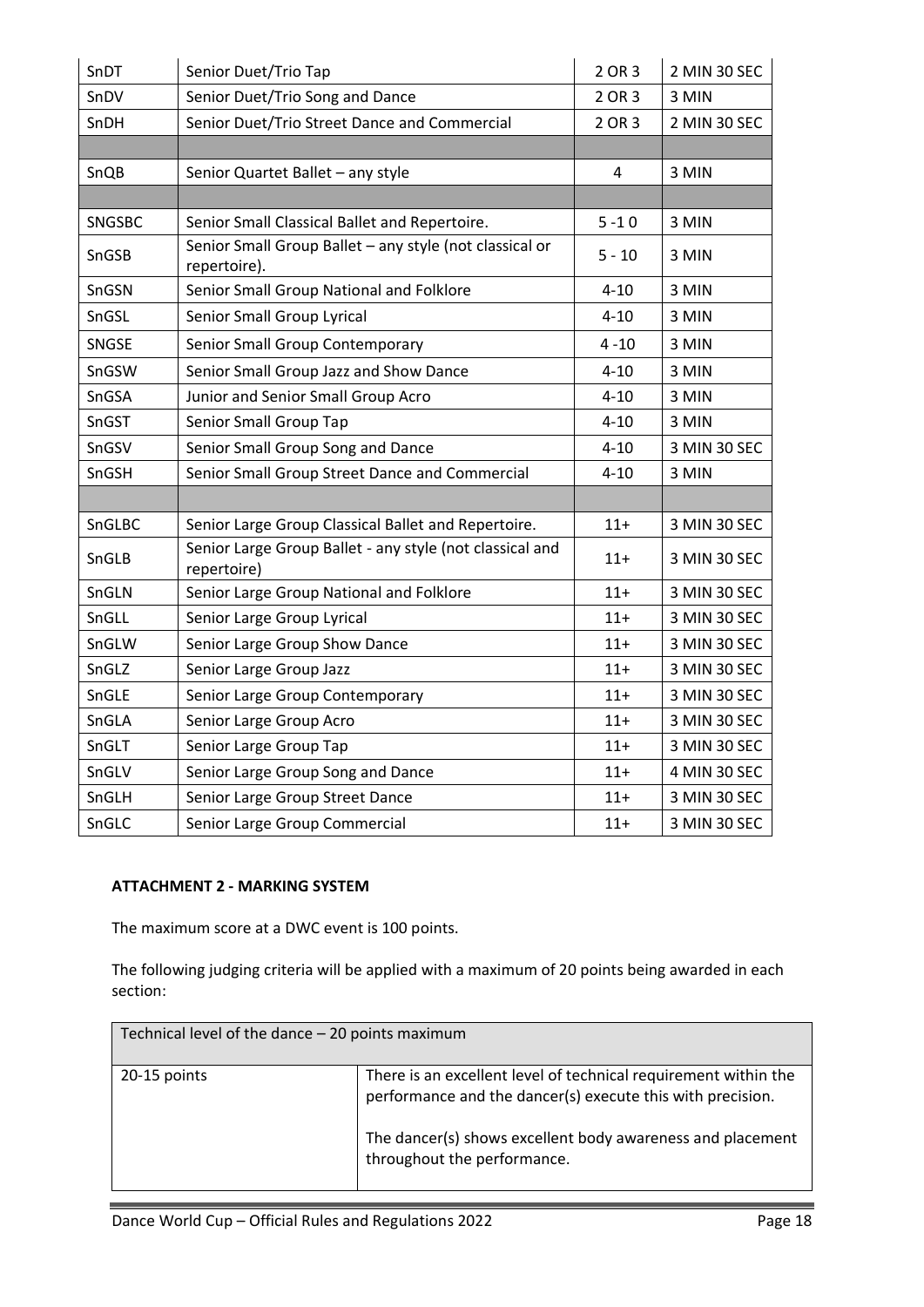| | | | |
|---|---|---|---|
| SnDT | Senior Duet/Trio Tap | 2 OR 3 | 2 MIN 30 SEC |
| SnDV | Senior Duet/Trio Song and Dance | 2 OR 3 | 3 MIN |
| SnDH | Senior Duet/Trio Street Dance and Commercial | 2 OR 3 | 2 MIN 30 SEC |
| | | | |
| SnQB | Senior Quartet Ballet – any style | 4 | 3 MIN |
| | | | |
| SNGSBC | Senior Small Classical Ballet and Repertoire. | 5 -1 0 | 3 MIN |
| SnGSB | Senior Small Group Ballet – any style (not classical or repertoire). | 5 - 10 | 3 MIN |
| SnGSN | Senior Small Group National and Folklore | 4-10 | 3 MIN |
| SnGSL | Senior Small Group Lyrical | 4-10 | 3 MIN |
| SNGSE | Senior Small Group Contemporary | 4 -10 | 3 MIN |
| SnGSW | Senior Small Group Jazz and Show Dance | 4-10 | 3 MIN |
| SnGSA | Junior and Senior Small Group Acro | 4-10 | 3 MIN |
| SnGST | Senior Small Group Tap | 4-10 | 3 MIN |
| SnGSV | Senior Small Group Song and Dance | 4-10 | 3 MIN 30 SEC |
| SnGSH | Senior Small Group Street Dance and Commercial | 4-10 | 3 MIN |
| | | | |
| SnGLBC | Senior Large Group Classical Ballet and Repertoire. | 11+ | 3 MIN 30 SEC |
| SnGLB | Senior Large Group Ballet - any style (not classical and repertoire) | 11+ | 3 MIN 30 SEC |
| SnGLN | Senior Large Group National and Folklore | 11+ | 3 MIN 30 SEC |
| SnGLL | Senior Large Group Lyrical | 11+ | 3 MIN 30 SEC |
| SnGLW | Senior Large Group Show Dance | 11+ | 3 MIN 30 SEC |
| SnGLZ | Senior Large Group Jazz | 11+ | 3 MIN 30 SEC |
| SnGLE | Senior Large Group Contemporary | 11+ | 3 MIN 30 SEC |
| SnGLA | Senior Large Group Acro | 11+ | 3 MIN 30 SEC |
| SnGLT | Senior Large Group Tap | 11+ | 3 MIN 30 SEC |
| SnGLV | Senior Large Group Song and Dance | 11+ | 4 MIN 30 SEC |
| SnGLH | Senior Large Group Street Dance | 11+ | 3 MIN 30 SEC |
| SnGLC | Senior Large Group Commercial | 11+ | 3 MIN 30 SEC |

**ATTACHMENT 2 - MARKING SYSTEM**

The maximum score at a DWC event is 100 points.

The following judging criteria will be applied with a maximum of 20 points being awarded in each section:

| Technical level of the dance – 20 points maximum | |
|---|---|
| 20-15 points | There is an excellent level of technical requirement within the performance and the dancer(s) execute this with precision.<br><br>The dancer(s) shows excellent body awareness and placement throughout the performance. |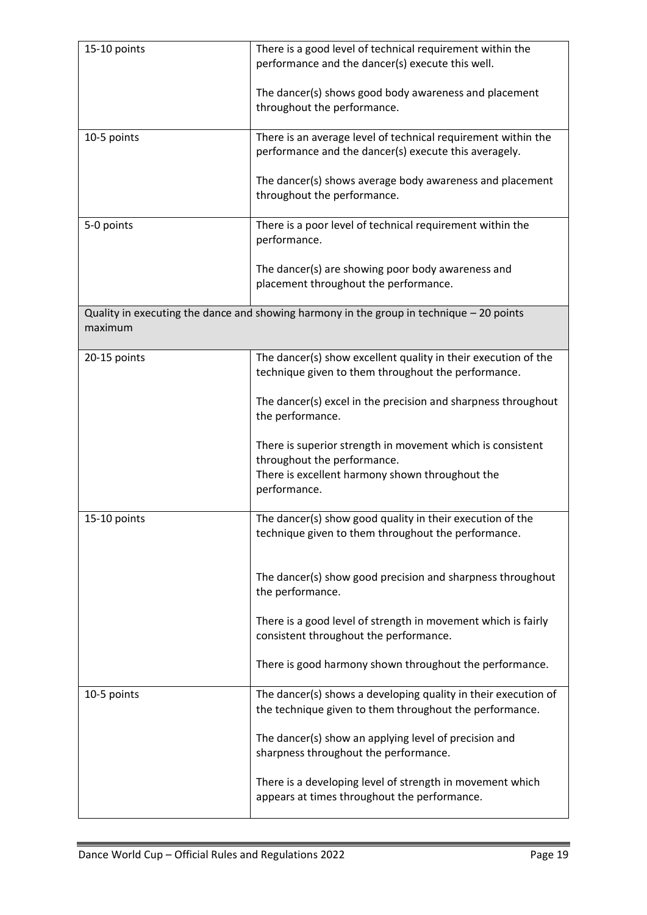| | |
|---|---|
| 15-10 points | There is a good level of technical requirement within the performance and the dancer(s) execute this well.<br><br>The dancer(s) shows good body awareness and placement throughout the performance. |
| 10-5 points | There is an average level of technical requirement within the performance and the dancer(s) execute this averagely.<br><br>The dancer(s) shows average body awareness and placement throughout the performance. |
| 5-0 points | There is a poor level of technical requirement within the performance.<br><br>The dancer(s) are showing poor body awareness and placement throughout the performance. |
| **Quality in executing the dance and showing harmony in the group in technique – 20 points maximum** | |
| 20-15 points | The dancer(s) show excellent quality in their execution of the technique given to them throughout the performance.<br><br>The dancer(s) excel in the precision and sharpness throughout the performance.<br><br>There is superior strength in movement which is consistent throughout the performance.<br>There is excellent harmony shown throughout the performance. |
| 15-10 points | The dancer(s) show good quality in their execution of the technique given to them throughout the performance.<br><br>The dancer(s) show good precision and sharpness throughout the performance.<br><br>There is a good level of strength in movement which is fairly consistent throughout the performance.<br><br>There is good harmony shown throughout the performance. |
| 10-5 points | The dancer(s) shows a developing quality in their execution of the technique given to them throughout the performance.<br><br>The dancer(s) show an applying level of precision and sharpness throughout the performance.<br><br>There is a developing level of strength in movement which appears at times throughout the performance. |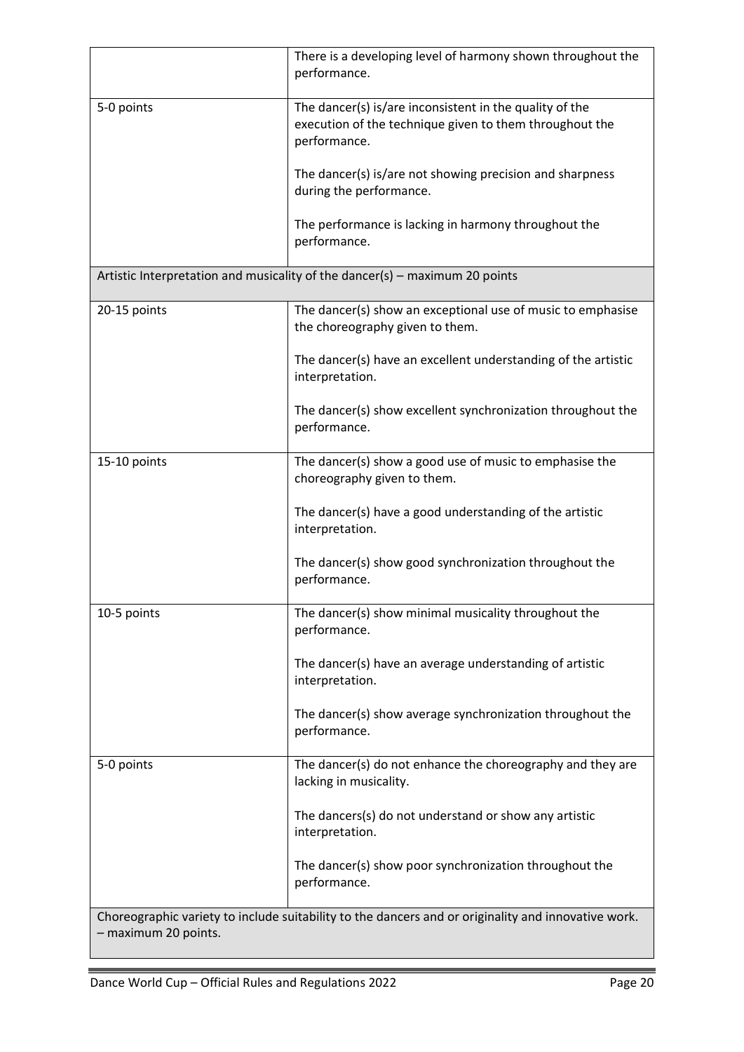|   |   |
|---|---|
|  | There is a developing level of harmony shown throughout the performance. |
| 5-0 points | The dancer(s) is/are inconsistent in the quality of the execution of the technique given to them throughout the performance.<br><br>The dancer(s) is/are not showing precision and sharpness during the performance.<br><br>The performance is lacking in harmony throughout the performance. |
| Artistic Interpretation and musicality of the dancer(s) – maximum 20 points | |
| 20-15 points | The dancer(s) show an exceptional use of music to emphasise the choreography given to them.<br><br>The dancer(s) have an excellent understanding of the artistic interpretation.<br><br>The dancer(s) show excellent synchronization throughout the performance. |
| 15-10 points | The dancer(s) show a good use of music to emphasise the choreography given to them.<br><br>The dancer(s) have a good understanding of the artistic interpretation.<br><br>The dancer(s) show good synchronization throughout the performance. |
| 10-5 points | The dancer(s) show minimal musicality throughout the performance.<br><br>The dancer(s) have an average understanding of artistic interpretation.<br><br>The dancer(s) show average synchronization throughout the performance. |
| 5-0 points | The dancer(s) do not enhance the choreography and they are lacking in musicality.<br><br>The dancers(s) do not understand or show any artistic interpretation.<br><br>The dancer(s) show poor synchronization throughout the performance. |
| Choreographic variety to include suitability to the dancers and or originality and innovative work. – maximum 20 points. | |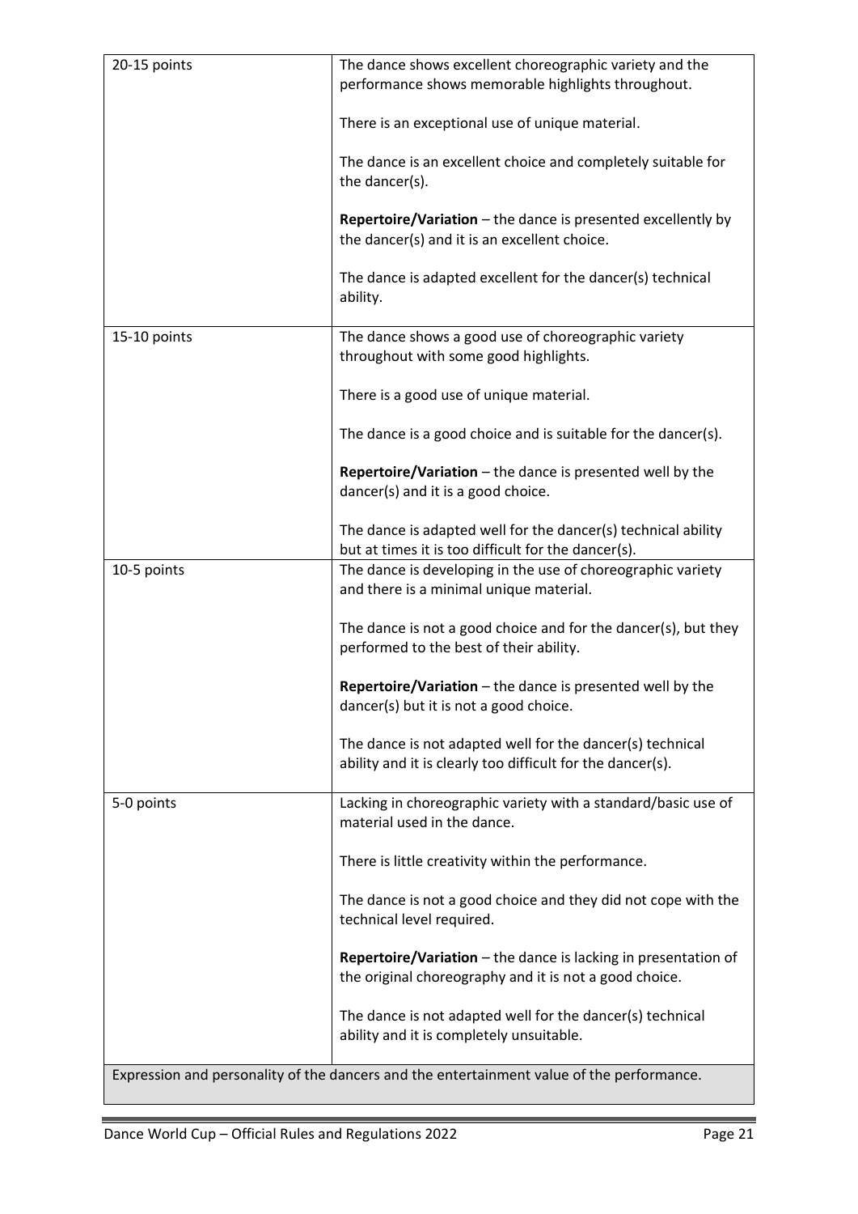| | |
|---|---|
| 20-15 points | The dance shows excellent choreographic variety and the performance shows memorable highlights throughout.<br><br>There is an exceptional use of unique material.<br><br>The dance is an excellent choice and completely suitable for the dancer(s).<br><br>**Repertoire/Variation** – the dance is presented excellently by the dancer(s) and it is an excellent choice.<br><br>The dance is adapted excellent for the dancer(s) technical ability. |
| 15-10 points | The dance shows a good use of choreographic variety throughout with some good highlights.<br><br>There is a good use of unique material.<br><br>The dance is a good choice and is suitable for the dancer(s).<br><br>**Repertoire/Variation** – the dance is presented well by the dancer(s) and it is a good choice.<br><br>The dance is adapted well for the dancer(s) technical ability but at times it is too difficult for the dancer(s). |
| 10-5 points | The dance is developing in the use of choreographic variety and there is a minimal unique material.<br><br>The dance is not a good choice and for the dancer(s), but they performed to the best of their ability.<br><br>**Repertoire/Variation** – the dance is presented well by the dancer(s) but it is not a good choice.<br><br>The dance is not adapted well for the dancer(s) technical ability and it is clearly too difficult for the dancer(s). |
| 5-0 points | Lacking in choreographic variety with a standard/basic use of material used in the dance.<br><br>There is little creativity within the performance.<br><br>The dance is not a good choice and they did not cope with the technical level required.<br><br>**Repertoire/Variation** – the dance is lacking in presentation of the original choreography and it is not a good choice.<br><br>The dance is not adapted well for the dancer(s) technical ability and it is completely unsuitable. |
| Expression and personality of the dancers and the entertainment value of the performance. | |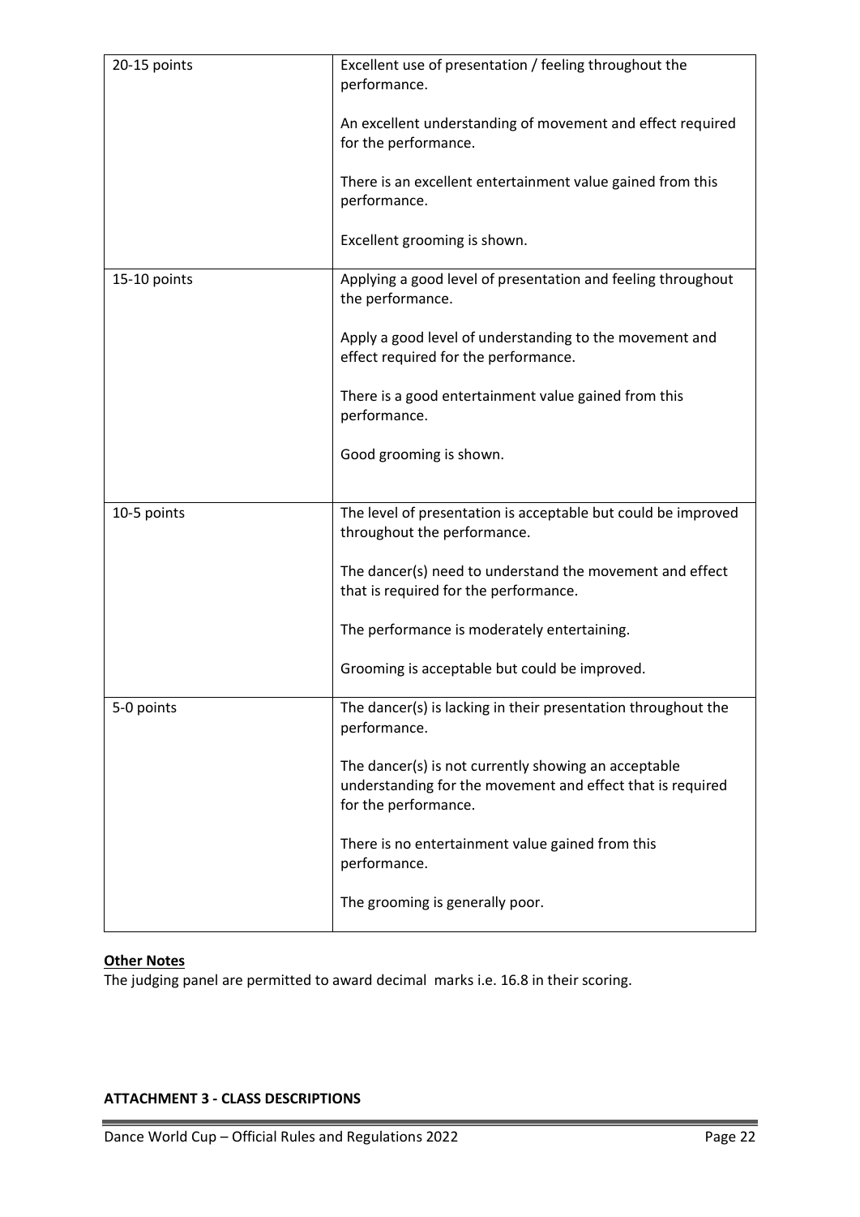| 20-15 points | Excellent use of presentation / feeling throughout the performance.<br><br>An excellent understanding of movement and effect required for the performance.<br><br>There is an excellent entertainment value gained from this performance.<br><br>Excellent grooming is shown. |
|---|---|
| 15-10 points | Applying a good level of presentation and feeling throughout the performance.<br><br>Apply a good level of understanding to the movement and effect required for the performance.<br><br>There is a good entertainment value gained from this performance.<br><br>Good grooming is shown. |
| 10-5 points | The level of presentation is acceptable but could be improved throughout the performance.<br><br>The dancer(s) need to understand the movement and effect that is required for the performance.<br><br>The performance is moderately entertaining.<br><br>Grooming is acceptable but could be improved. |
| 5-0 points | The dancer(s) is lacking in their presentation throughout the performance.<br><br>The dancer(s) is not currently showing an acceptable understanding for the movement and effect that is required for the performance.<br><br>There is no entertainment value gained from this performance.<br><br>The grooming is generally poor. |

**Other Notes**

The judging panel are permitted to award decimal marks i.e. 16.8 in their scoring.

**ATTACHMENT 3 - CLASS DESCRIPTIONS**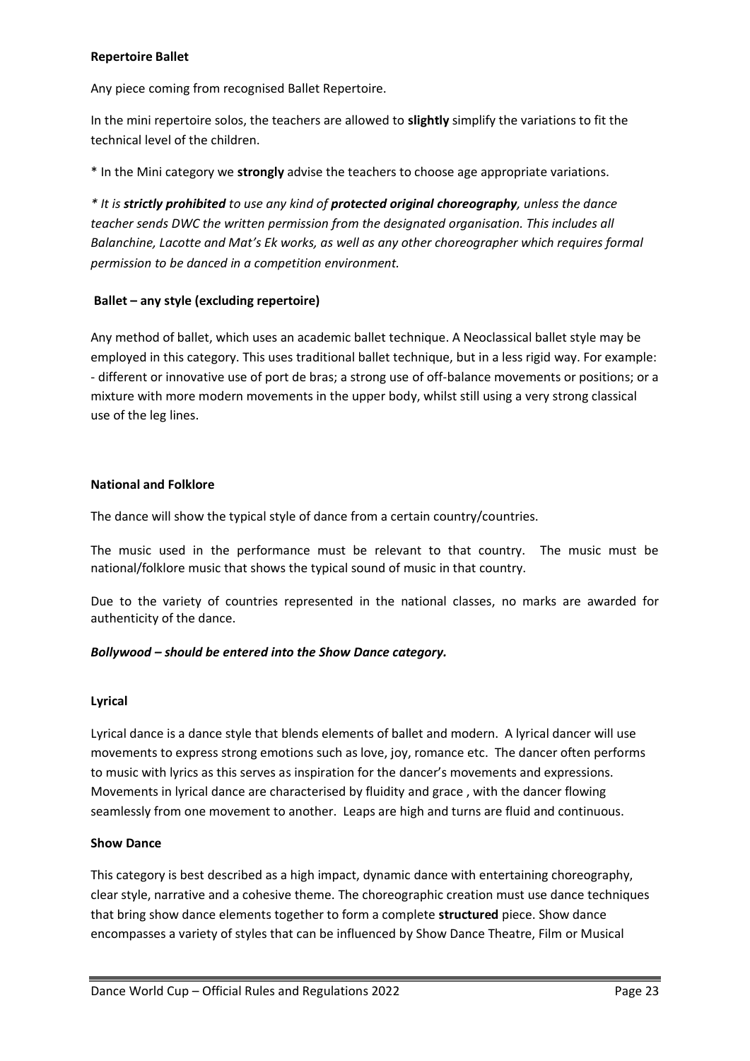**Repertoire Ballet**

Any piece coming from recognised Ballet Repertoire.

In the mini repertoire solos, the teachers are allowed to **slightly** simplify the variations to fit the technical level of the children.

* In the Mini category we **strongly** advise the teachers to choose age appropriate variations.

*\* It is **strictly prohibited** to use any kind of **protected original choreography**, unless the dance teacher sends DWC the written permission from the designated organisation. This includes all Balanchine, Lacotte and Mat's Ek works, as well as any other choreographer which requires formal permission to be danced in a competition environment.*

**Ballet – any style (excluding repertoire)**

Any method of ballet, which uses an academic ballet technique. A Neoclassical ballet style may be employed in this category. This uses traditional ballet technique, but in a less rigid way. For example: - different or innovative use of port de bras; a strong use of off-balance movements or positions; or a mixture with more modern movements in the upper body, whilst still using a very strong classical use of the leg lines.

**National and Folklore**

The dance will show the typical style of dance from a certain country/countries.

The music used in the performance must be relevant to that country. The music must be national/folklore music that shows the typical sound of music in that country.

Due to the variety of countries represented in the national classes, no marks are awarded for authenticity of the dance.

***Bollywood – should be entered into the Show Dance category.***

**Lyrical**

Lyrical dance is a dance style that blends elements of ballet and modern. A lyrical dancer will use movements to express strong emotions such as love, joy, romance etc. The dancer often performs to music with lyrics as this serves as inspiration for the dancer's movements and expressions. Movements in lyrical dance are characterised by fluidity and grace , with the dancer flowing seamlessly from one movement to another. Leaps are high and turns are fluid and continuous.

**Show Dance**

This category is best described as a high impact, dynamic dance with entertaining choreography, clear style, narrative and a cohesive theme. The choreographic creation must use dance techniques that bring show dance elements together to form a complete **structured** piece. Show dance encompasses a variety of styles that can be influenced by Show Dance Theatre, Film or Musical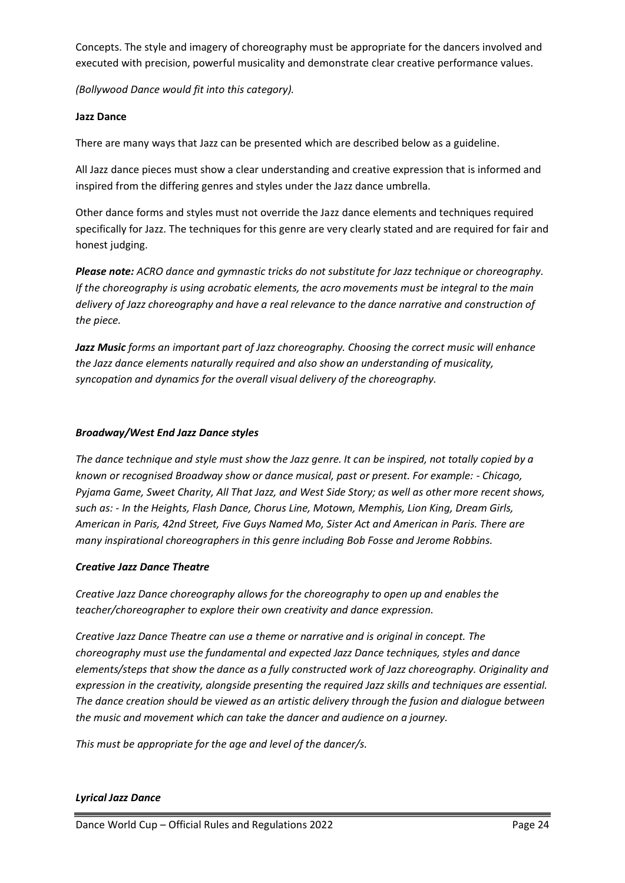Concepts. The style and imagery of choreography must be appropriate for the dancers involved and executed with precision, powerful musicality and demonstrate clear creative performance values.

*(Bollywood Dance would fit into this category).*

**Jazz Dance**

There are many ways that Jazz can be presented which are described below as a guideline.

All Jazz dance pieces must show a clear understanding and creative expression that is informed and inspired from the differing genres and styles under the Jazz dance umbrella.

Other dance forms and styles must not override the Jazz dance elements and techniques required specifically for Jazz. The techniques for this genre are very clearly stated and are required for fair and honest judging.

***Please note:*** *ACRO dance and gymnastic tricks do not substitute for Jazz technique or choreography. If the choreography is using acrobatic elements, the acro movements must be integral to the main delivery of Jazz choreography and have a real relevance to the dance narrative and construction of the piece.*

***Jazz Music*** *forms an important part of Jazz choreography. Choosing the correct music will enhance the Jazz dance elements naturally required and also show an understanding of musicality, syncopation and dynamics for the overall visual delivery of the choreography.*

***Broadway/West End Jazz Dance styles***

*The dance technique and style must show the Jazz genre. It can be inspired, not totally copied by a known or recognised Broadway show or dance musical, past or present. For example: - Chicago, Pyjama Game, Sweet Charity, All That Jazz, and West Side Story; as well as other more recent shows, such as: - In the Heights, Flash Dance, Chorus Line, Motown, Memphis, Lion King, Dream Girls, American in Paris, 42nd Street, Five Guys Named Mo, Sister Act and American in Paris. There are many inspirational choreographers in this genre including Bob Fosse and Jerome Robbins.*

***Creative Jazz Dance Theatre***

*Creative Jazz Dance choreography allows for the choreography to open up and enables the teacher/choreographer to explore their own creativity and dance expression.*

*Creative Jazz Dance Theatre can use a theme or narrative and is original in concept. The choreography must use the fundamental and expected Jazz Dance techniques, styles and dance elements/steps that show the dance as a fully constructed work of Jazz choreography. Originality and expression in the creativity, alongside presenting the required Jazz skills and techniques are essential. The dance creation should be viewed as an artistic delivery through the fusion and dialogue between the music and movement which can take the dancer and audience on a journey.*

*This must be appropriate for the age and level of the dancer/s.*

***Lyrical Jazz Dance***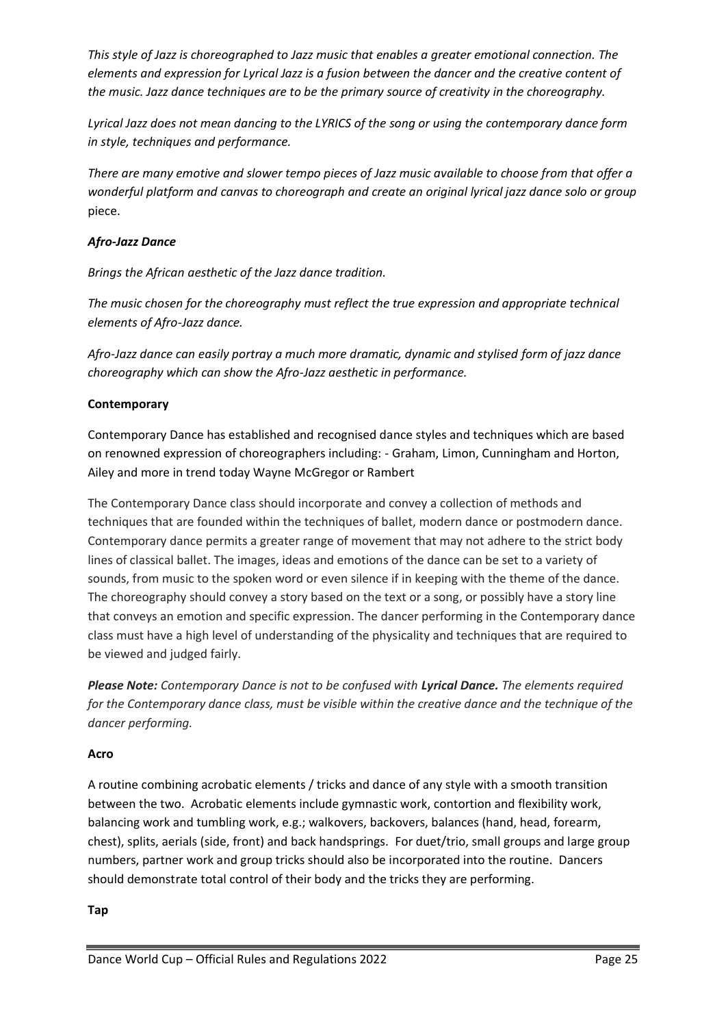*This style of Jazz is choreographed to Jazz music that enables a greater emotional connection. The elements and expression for Lyrical Jazz is a fusion between the dancer and the creative content of the music. Jazz dance techniques are to be the primary source of creativity in the choreography.*

*Lyrical Jazz does not mean dancing to the LYRICS of the song or using the contemporary dance form in style, techniques and performance.*

*There are many emotive and slower tempo pieces of Jazz music available to choose from that offer a wonderful platform and canvas to choreograph and create an original lyrical jazz dance solo or group* piece.

***Afro-Jazz Dance***

*Brings the African aesthetic of the Jazz dance tradition.*

*The music chosen for the choreography must reflect the true expression and appropriate technical elements of Afro-Jazz dance.*

*Afro-Jazz dance can easily portray a much more dramatic, dynamic and stylised form of jazz dance choreography which can show the Afro-Jazz aesthetic in performance.*

**Contemporary**

Contemporary Dance has established and recognised dance styles and techniques which are based on renowned expression of choreographers including: - Graham, Limon, Cunningham and Horton, Ailey and more in trend today Wayne McGregor or Rambert

The Contemporary Dance class should incorporate and convey a collection of methods and techniques that are founded within the techniques of ballet, modern dance or postmodern dance. Contemporary dance permits a greater range of movement that may not adhere to the strict body lines of classical ballet. The images, ideas and emotions of the dance can be set to a variety of sounds, from music to the spoken word or even silence if in keeping with the theme of the dance. The choreography should convey a story based on the text or a song, or possibly have a story line that conveys an emotion and specific expression. The dancer performing in the Contemporary dance class must have a high level of understanding of the physicality and techniques that are required to be viewed and judged fairly.

***Please Note:*** *Contemporary Dance is not to be confused with* ***Lyrical Dance.*** *The elements required for the Contemporary dance class, must be visible within the creative dance and the technique of the dancer performing.*

**Acro**

A routine combining acrobatic elements / tricks and dance of any style with a smooth transition between the two. Acrobatic elements include gymnastic work, contortion and flexibility work, balancing work and tumbling work, e.g.; walkovers, backovers, balances (hand, head, forearm, chest), splits, aerials (side, front) and back handsprings. For duet/trio, small groups and large group numbers, partner work and group tricks should also be incorporated into the routine. Dancers should demonstrate total control of their body and the tricks they are performing.

**Tap**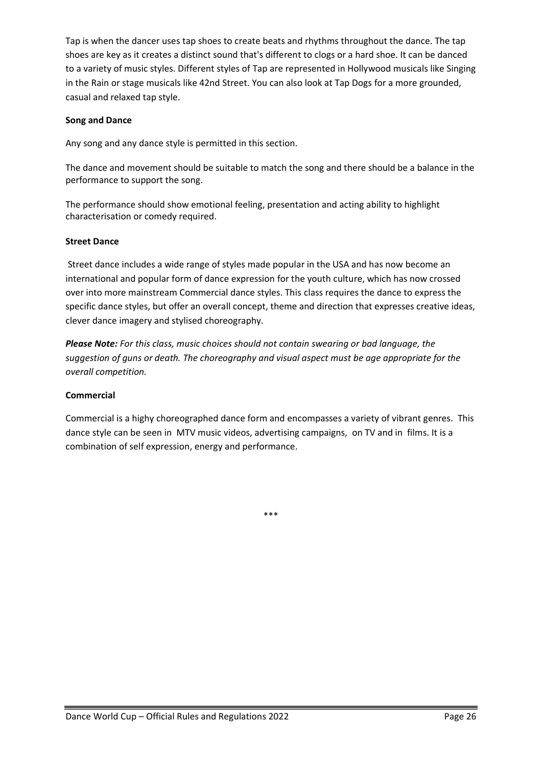Tap is when the dancer uses tap shoes to create beats and rhythms throughout the dance. The tap shoes are key as it creates a distinct sound that's different to clogs or a hard shoe. It can be danced to a variety of music styles. Different styles of Tap are represented in Hollywood musicals like Singing in the Rain or stage musicals like 42nd Street. You can also look at Tap Dogs for a more grounded, casual and relaxed tap style.

**Song and Dance**

Any song and any dance style is permitted in this section.

The dance and movement should be suitable to match the song and there should be a balance in the performance to support the song.

The performance should show emotional feeling, presentation and acting ability to highlight characterisation or comedy required.

**Street Dance**

Street dance includes a wide range of styles made popular in the USA and has now become an international and popular form of dance expression for the youth culture, which has now crossed over into more mainstream Commercial dance styles. This class requires the dance to express the specific dance styles, but offer an overall concept, theme and direction that expresses creative ideas, clever dance imagery and stylised choreography.

***Please Note:*** *For this class, music choices should not contain swearing or bad language, the suggestion of guns or death. The choreography and visual aspect must be age appropriate for the overall competition.*

**Commercial**

Commercial is a highy choreographed dance form and encompasses a variety of vibrant genres. This dance style can be seen in MTV music videos, advertising campaigns, on TV and in films. It is a combination of self expression, energy and performance.

***